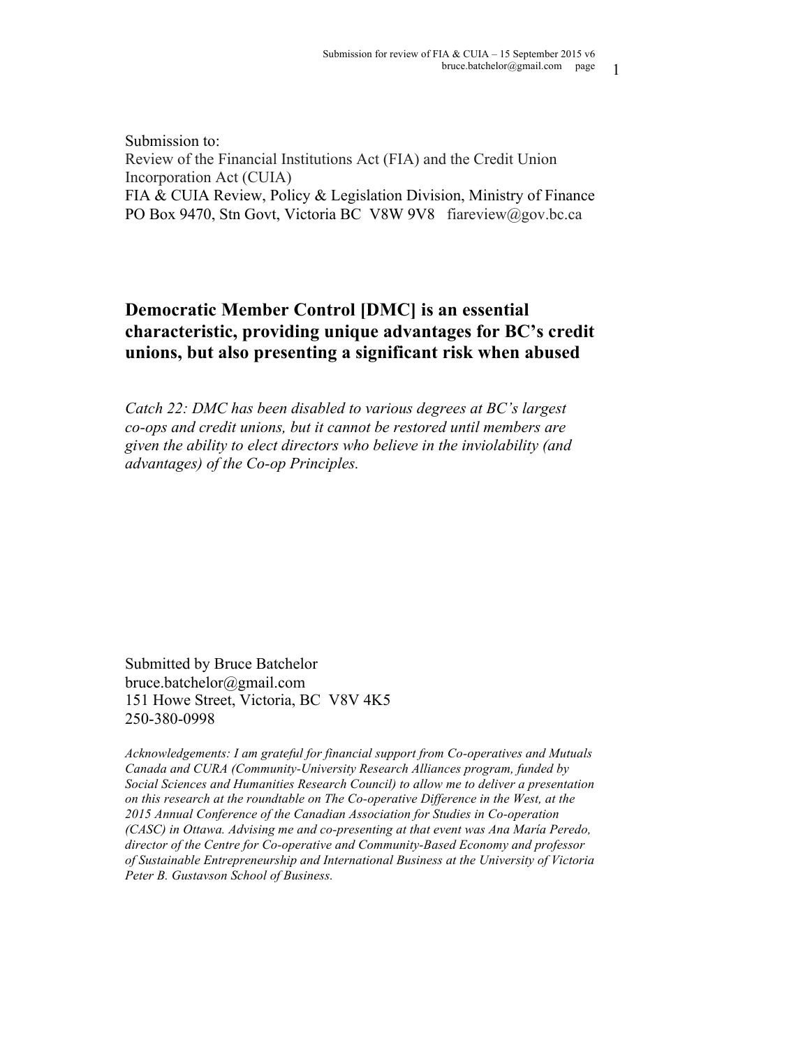Submission to:
Review of the Financial Institutions Act (FIA) and the Credit Union Incorporation Act (CUIA)
FIA & CUIA Review, Policy & Legislation Division, Ministry of Finance
PO Box 9470, Stn Govt, Victoria BC V8W 9V8 fiareview@gov.bc.ca

# Democratic Member Control [DMC] is an essential characteristic, providing unique advantages for BC's credit unions, but also presenting a significant risk when abused

*Catch 22: DMC has been disabled to various degrees at BC's largest co-ops and credit unions, but it cannot be restored until members are given the ability to elect directors who believe in the inviolability (and advantages) of the Co-op Principles.*

Submitted by Bruce Batchelor
bruce.batchelor@gmail.com
151 Howe Street, Victoria, BC V8V 4K5
250-380-0998

*Acknowledgements: I am grateful for financial support from Co-operatives and Mutuals Canada and CURA (Community-University Research Alliances program, funded by Social Sciences and Humanities Research Council) to allow me to deliver a presentation on this research at the roundtable on The Co-operative Difference in the West, at the 2015 Annual Conference of the Canadian Association for Studies in Co-operation (CASC) in Ottawa. Advising me and co-presenting at that event was Ana María Peredo, director of the Centre for Co-operative and Community-Based Economy and professor of Sustainable Entrepreneurship and International Business at the University of Victoria Peter B. Gustavson School of Business.*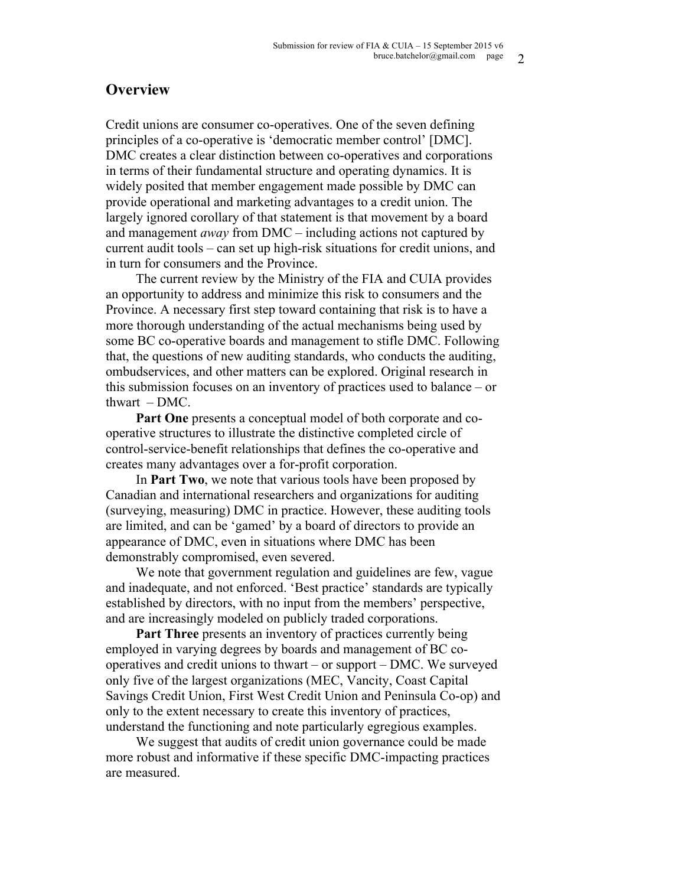## Overview

Credit unions are consumer co-operatives. One of the seven defining principles of a co-operative is 'democratic member control' [DMC]. DMC creates a clear distinction between co-operatives and corporations in terms of their fundamental structure and operating dynamics. It is widely posited that member engagement made possible by DMC can provide operational and marketing advantages to a credit union. The largely ignored corollary of that statement is that movement by a board and management *away* from DMC – including actions not captured by current audit tools – can set up high-risk situations for credit unions, and in turn for consumers and the Province.

The current review by the Ministry of the FIA and CUIA provides an opportunity to address and minimize this risk to consumers and the Province. A necessary first step toward containing that risk is to have a more thorough understanding of the actual mechanisms being used by some BC co-operative boards and management to stifle DMC. Following that, the questions of new auditing standards, who conducts the auditing, ombudservices, and other matters can be explored. Original research in this submission focuses on an inventory of practices used to balance – or thwart – DMC.

**Part One** presents a conceptual model of both corporate and co-operative structures to illustrate the distinctive completed circle of control-service-benefit relationships that defines the co-operative and creates many advantages over a for-profit corporation.

In **Part Two**, we note that various tools have been proposed by Canadian and international researchers and organizations for auditing (surveying, measuring) DMC in practice. However, these auditing tools are limited, and can be 'gamed' by a board of directors to provide an appearance of DMC, even in situations where DMC has been demonstrably compromised, even severed.

We note that government regulation and guidelines are few, vague and inadequate, and not enforced. 'Best practice' standards are typically established by directors, with no input from the members' perspective, and are increasingly modeled on publicly traded corporations.

**Part Three** presents an inventory of practices currently being employed in varying degrees by boards and management of BC co-operatives and credit unions to thwart – or support – DMC. We surveyed only five of the largest organizations (MEC, Vancity, Coast Capital Savings Credit Union, First West Credit Union and Peninsula Co-op) and only to the extent necessary to create this inventory of practices, understand the functioning and note particularly egregious examples.

We suggest that audits of credit union governance could be made more robust and informative if these specific DMC-impacting practices are measured.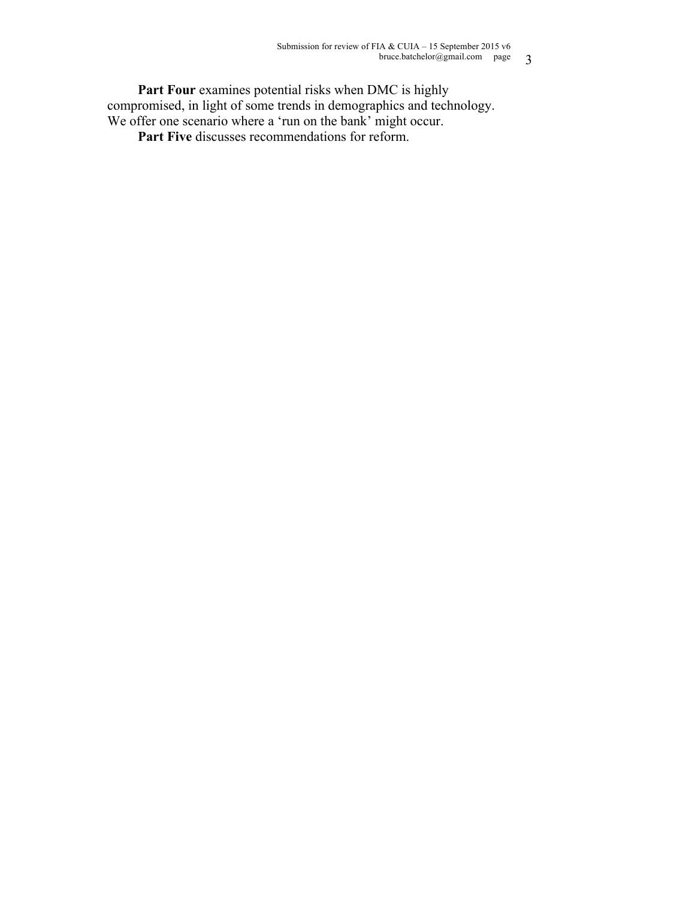**Part Four** examines potential risks when DMC is highly compromised, in light of some trends in demographics and technology. We offer one scenario where a 'run on the bank' might occur.

**Part Five** discusses recommendations for reform.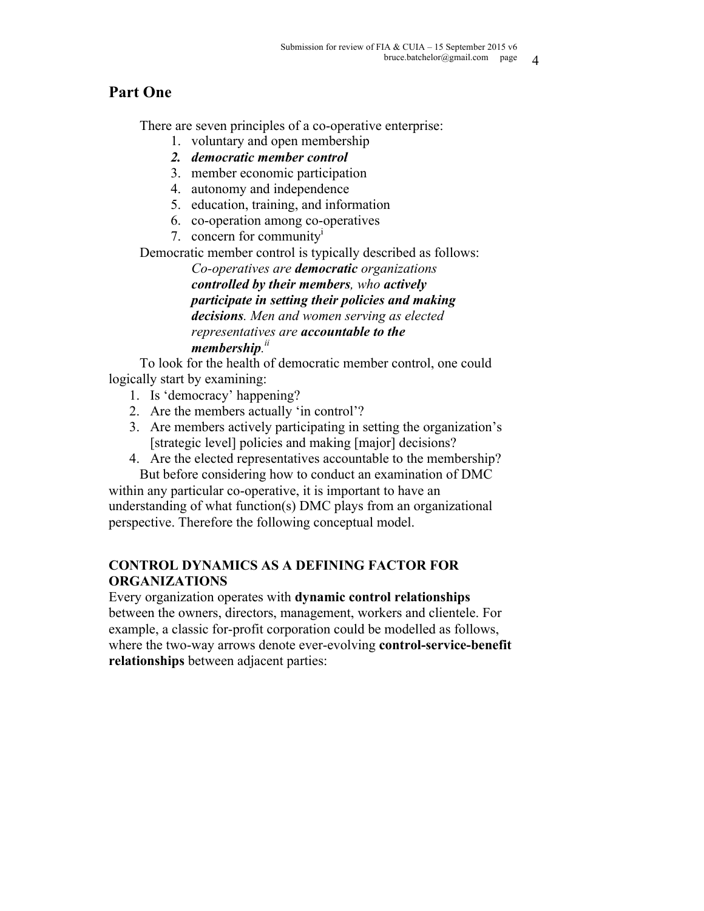## Part One

There are seven principles of a co-operative enterprise:

1. voluntary and open membership
2. ***democratic member control***
3. member economic participation
4. autonomy and independence
5. education, training, and information
6. co-operation among co-operatives
7. concern for community[i]

Democratic member control is typically described as follows:

> *Co-operatives are **democratic** organizations **controlled by their members**, who **actively participate in setting their policies and making decisions**. Men and women serving as elected representatives are **accountable to the membership**.*[ii]

To look for the health of democratic member control, one could logically start by examining:

1. Is 'democracy' happening?
2. Are the members actually 'in control'?
3. Are members actively participating in setting the organization's [strategic level] policies and making [major] decisions?
4. Are the elected representatives accountable to the membership?

But before considering how to conduct an examination of DMC within any particular co-operative, it is important to have an understanding of what function(s) DMC plays from an organizational perspective. Therefore the following conceptual model.

### CONTROL DYNAMICS AS A DEFINING FACTOR FOR ORGANIZATIONS

Every organization operates with **dynamic control relationships** between the owners, directors, management, workers and clientele. For example, a classic for-profit corporation could be modelled as follows, where the two-way arrows denote ever-evolving **control-service-benefit relationships** between adjacent parties: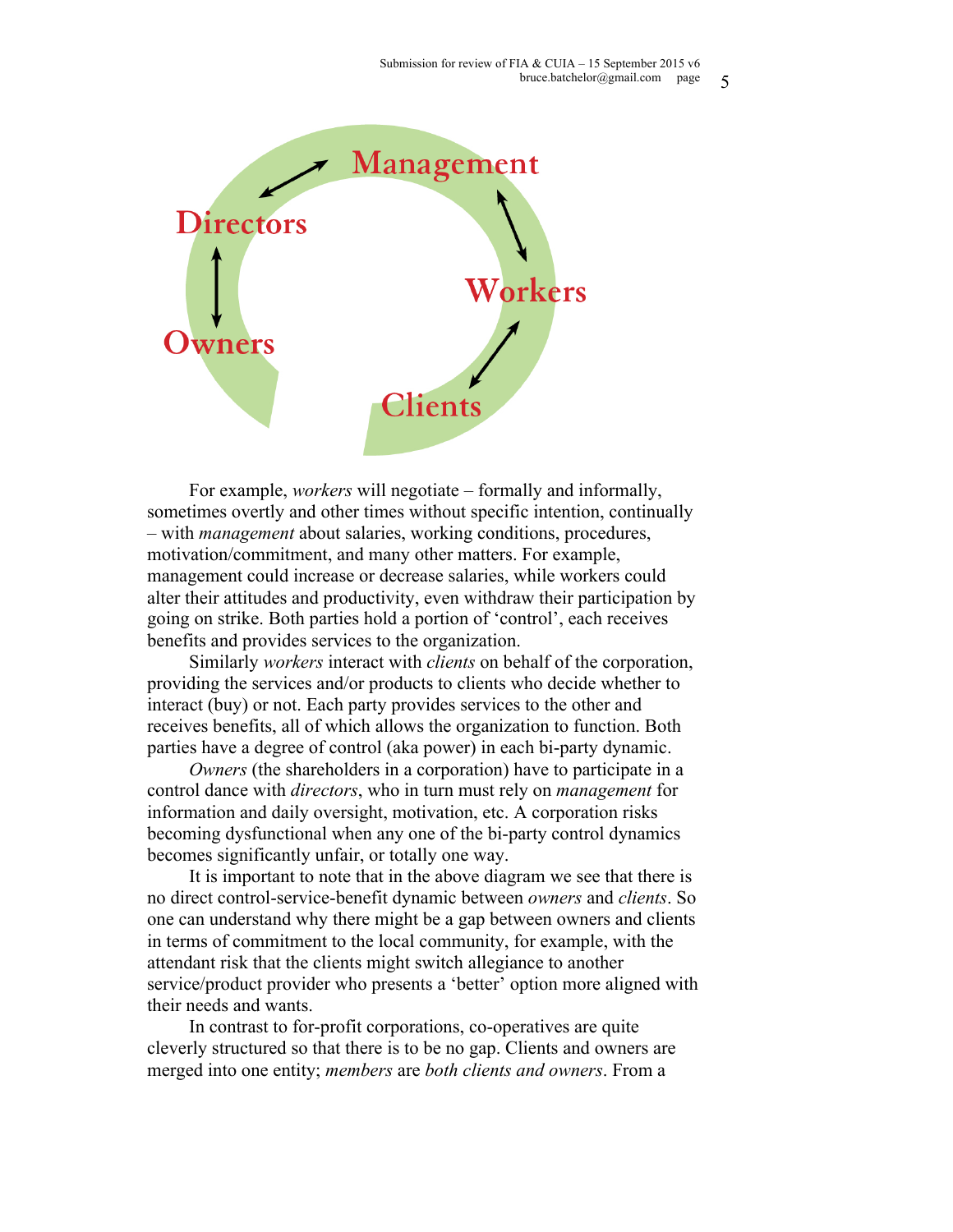For example, *workers* will negotiate – formally and informally, sometimes overtly and other times without specific intention, continually – with *management* about salaries, working conditions, procedures, motivation/commitment, and many other matters. For example, management could increase or decrease salaries, while workers could alter their attitudes and productivity, even withdraw their participation by going on strike. Both parties hold a portion of 'control', each receives benefits and provides services to the organization.

Similarly *workers* interact with *clients* on behalf of the corporation, providing the services and/or products to clients who decide whether to interact (buy) or not. Each party provides services to the other and receives benefits, all of which allows the organization to function. Both parties have a degree of control (aka power) in each bi-party dynamic.

*Owners* (the shareholders in a corporation) have to participate in a control dance with *directors*, who in turn must rely on *management* for information and daily oversight, motivation, etc. A corporation risks becoming dysfunctional when any one of the bi-party control dynamics becomes significantly unfair, or totally one way.

It is important to note that in the above diagram we see that there is no direct control-service-benefit dynamic between *owners* and *clients*. So one can understand why there might be a gap between owners and clients in terms of commitment to the local community, for example, with the attendant risk that the clients might switch allegiance to another service/product provider who presents a 'better' option more aligned with their needs and wants.

In contrast to for-profit corporations, co-operatives are quite cleverly structured so that there is to be no gap. Clients and owners are merged into one entity; *members* are *both clients and owners*. From a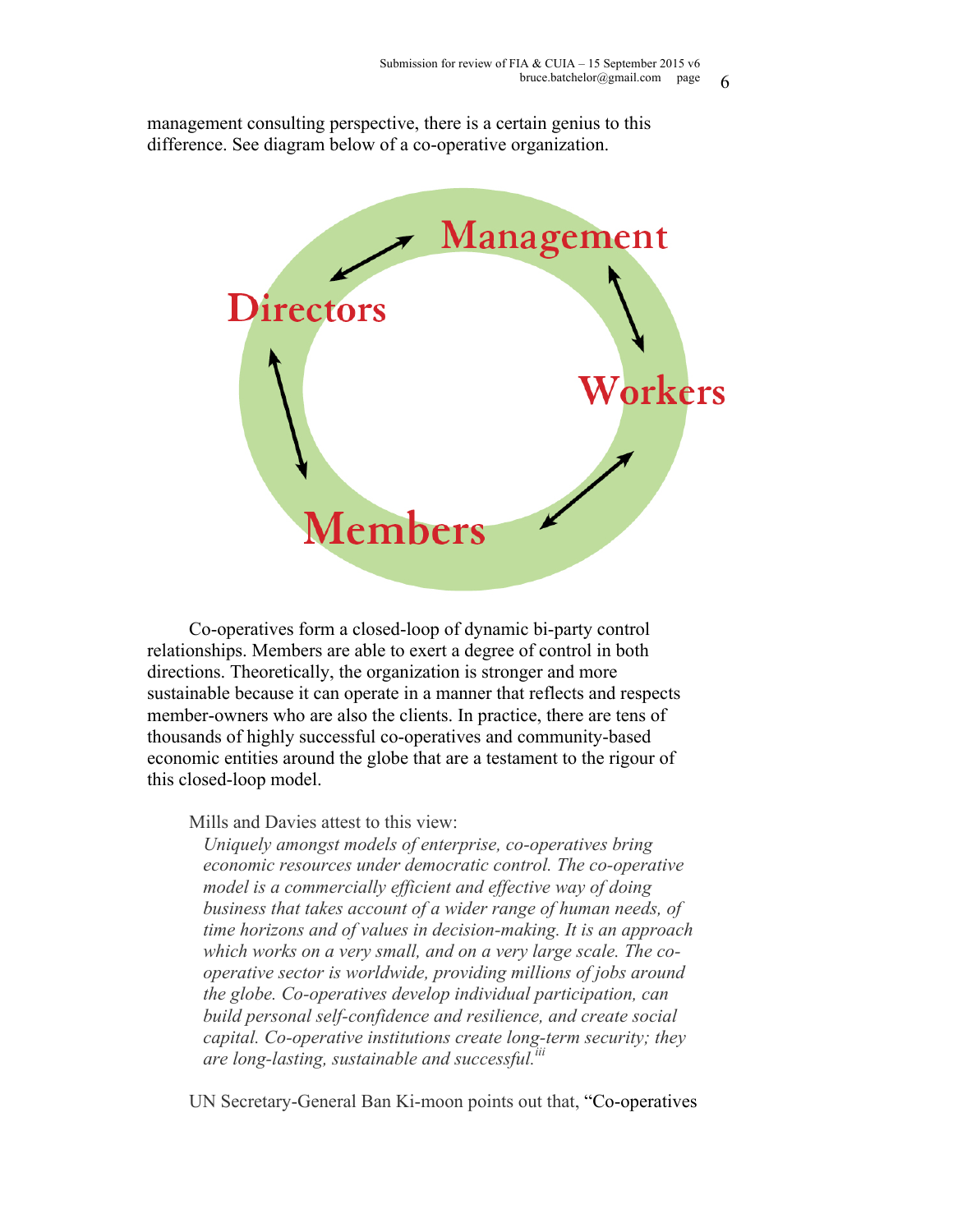management consulting perspective, there is a certain genius to this difference. See diagram below of a co-operative organization.

Management

Directors

Workers

Members

Co-operatives form a closed-loop of dynamic bi-party control relationships. Members are able to exert a degree of control in both directions. Theoretically, the organization is stronger and more sustainable because it can operate in a manner that reflects and respects member-owners who are also the clients. In practice, there are tens of thousands of highly successful co-operatives and community-based economic entities around the globe that are a testament to the rigour of this closed-loop model.

Mills and Davies attest to this view:

> *Uniquely amongst models of enterprise, co-operatives bring economic resources under democratic control. The co-operative model is a commercially efficient and effective way of doing business that takes account of a wider range of human needs, of time horizons and of values in decision-making. It is an approach which works on a very small, and on a very large scale. The co-operative sector is worldwide, providing millions of jobs around the globe. Co-operatives develop individual participation, can build personal self-confidence and resilience, and create social capital. Co-operative institutions create long-term security; they are long-lasting, sustainable and successful.*[iii]

UN Secretary-General Ban Ki-moon points out that, "Co-operatives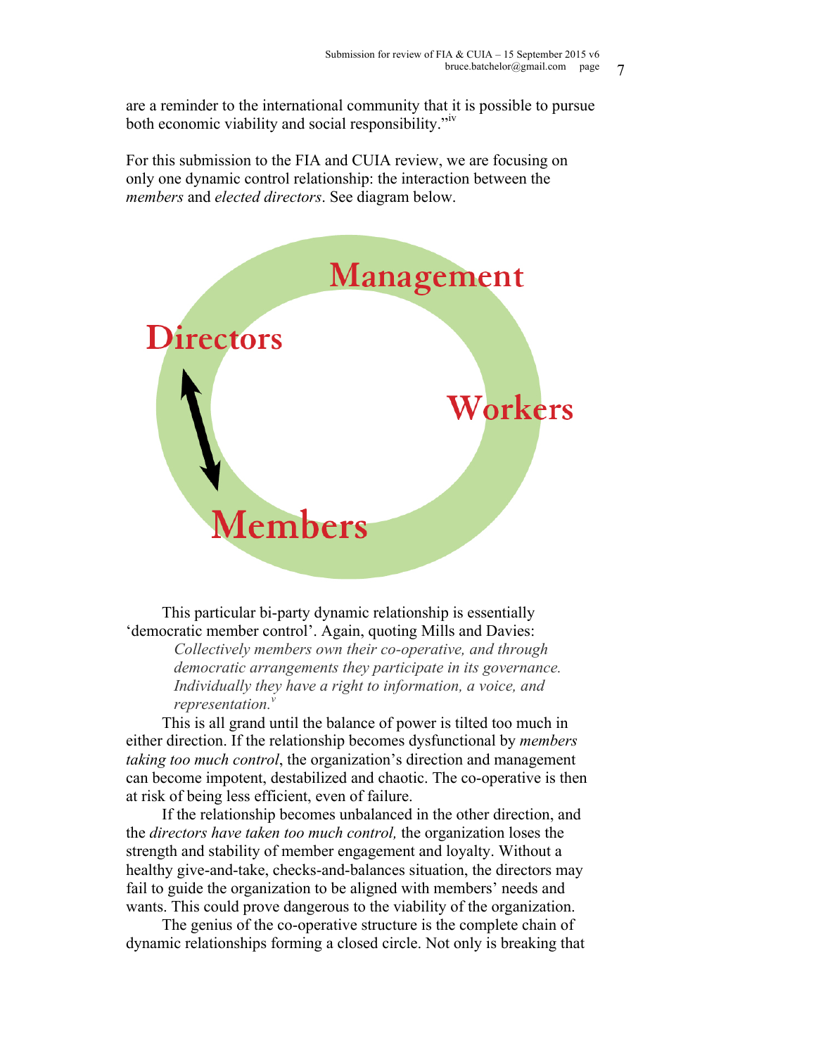are a reminder to the international community that it is possible to pursue both economic viability and social responsibility."[iv]

For this submission to the FIA and CUIA review, we are focusing on only one dynamic control relationship: the interaction between the *members* and *elected directors*. See diagram below.

Management

Directors

Workers

Members

This particular bi-party dynamic relationship is essentially 'democratic member control'. Again, quoting Mills and Davies:

> *Collectively members own their co-operative, and through democratic arrangements they participate in its governance. Individually they have a right to information, a voice, and representation.*[v]

This is all grand until the balance of power is tilted too much in either direction. If the relationship becomes dysfunctional by *members taking too much control*, the organization's direction and management can become impotent, destabilized and chaotic. The co-operative is then at risk of being less efficient, even of failure.

If the relationship becomes unbalanced in the other direction, and the *directors have taken too much control,* the organization loses the strength and stability of member engagement and loyalty. Without a healthy give-and-take, checks-and-balances situation, the directors may fail to guide the organization to be aligned with members' needs and wants. This could prove dangerous to the viability of the organization.

The genius of the co-operative structure is the complete chain of dynamic relationships forming a closed circle. Not only is breaking that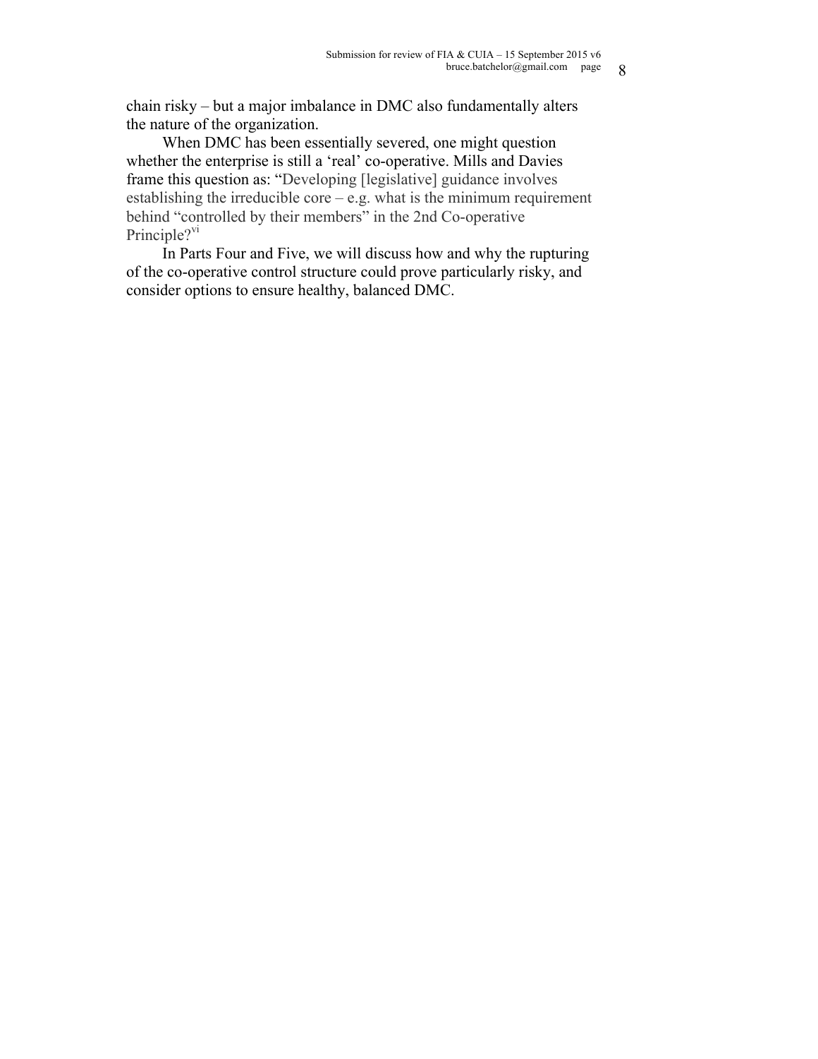chain risky – but a major imbalance in DMC also fundamentally alters the nature of the organization.

When DMC has been essentially severed, one might question whether the enterprise is still a 'real' co-operative. Mills and Davies frame this question as: "Developing [legislative] guidance involves establishing the irreducible core – e.g. what is the minimum requirement behind "controlled by their members" in the 2nd Co-operative Principle?[vi]

In Parts Four and Five, we will discuss how and why the rupturing of the co-operative control structure could prove particularly risky, and consider options to ensure healthy, balanced DMC.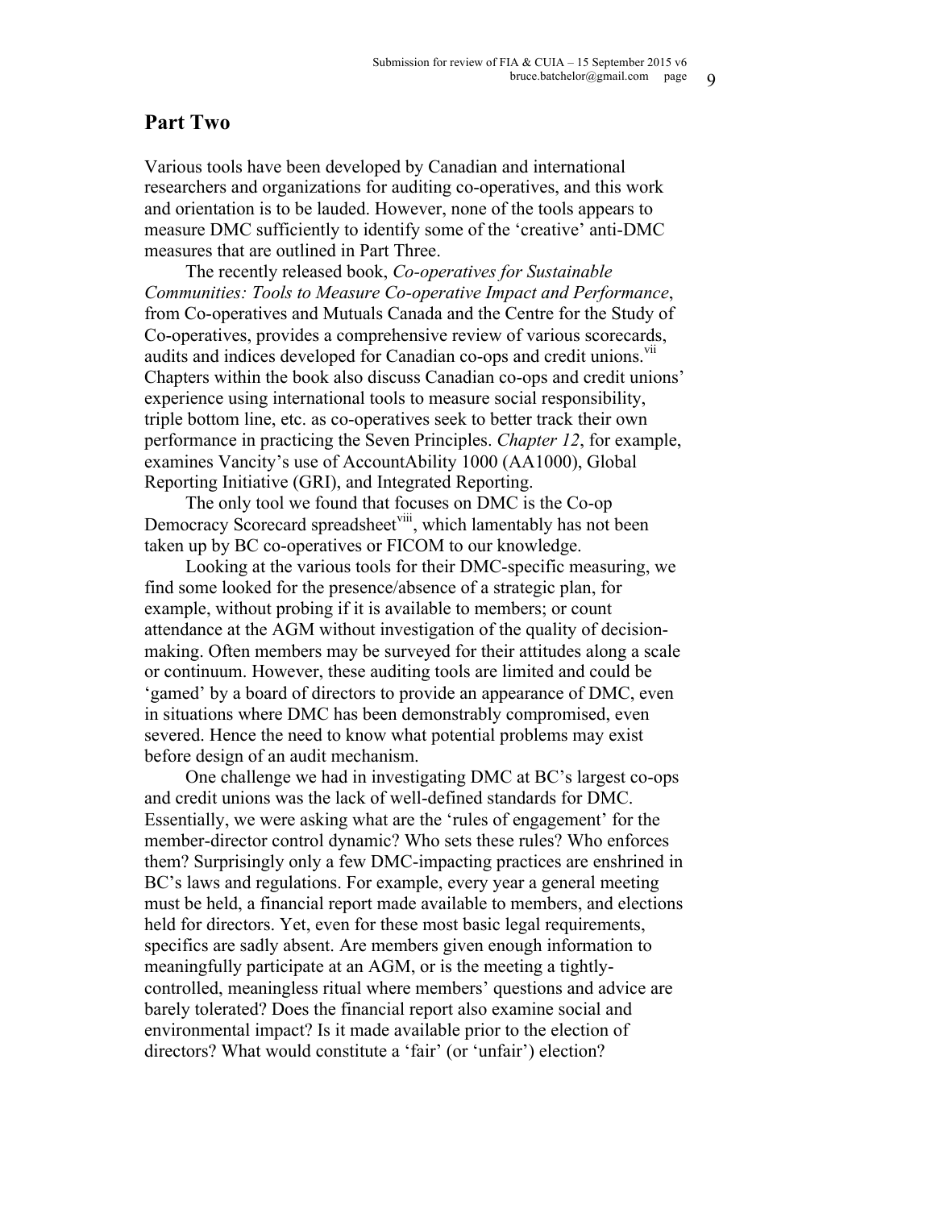## Part Two

Various tools have been developed by Canadian and international researchers and organizations for auditing co-operatives, and this work and orientation is to be lauded. However, none of the tools appears to measure DMC sufficiently to identify some of the 'creative' anti-DMC measures that are outlined in Part Three.

The recently released book, *Co-operatives for Sustainable Communities: Tools to Measure Co-operative Impact and Performance*, from Co-operatives and Mutuals Canada and the Centre for the Study of Co-operatives, provides a comprehensive review of various scorecards, audits and indices developed for Canadian co-ops and credit unions.[vii] Chapters within the book also discuss Canadian co-ops and credit unions' experience using international tools to measure social responsibility, triple bottom line, etc. as co-operatives seek to better track their own performance in practicing the Seven Principles. *Chapter 12*, for example, examines Vancity's use of AccountAbility 1000 (AA1000), Global Reporting Initiative (GRI), and Integrated Reporting.

The only tool we found that focuses on DMC is the Co-op Democracy Scorecard spreadsheet[viii], which lamentably has not been taken up by BC co-operatives or FICOM to our knowledge.

Looking at the various tools for their DMC-specific measuring, we find some looked for the presence/absence of a strategic plan, for example, without probing if it is available to members; or count attendance at the AGM without investigation of the quality of decision-making. Often members may be surveyed for their attitudes along a scale or continuum. However, these auditing tools are limited and could be 'gamed' by a board of directors to provide an appearance of DMC, even in situations where DMC has been demonstrably compromised, even severed. Hence the need to know what potential problems may exist before design of an audit mechanism.

One challenge we had in investigating DMC at BC's largest co-ops and credit unions was the lack of well-defined standards for DMC. Essentially, we were asking what are the 'rules of engagement' for the member-director control dynamic? Who sets these rules? Who enforces them? Surprisingly only a few DMC-impacting practices are enshrined in BC's laws and regulations. For example, every year a general meeting must be held, a financial report made available to members, and elections held for directors. Yet, even for these most basic legal requirements, specifics are sadly absent. Are members given enough information to meaningfully participate at an AGM, or is the meeting a tightly-controlled, meaningless ritual where members' questions and advice are barely tolerated? Does the financial report also examine social and environmental impact? Is it made available prior to the election of directors? What would constitute a 'fair' (or 'unfair') election?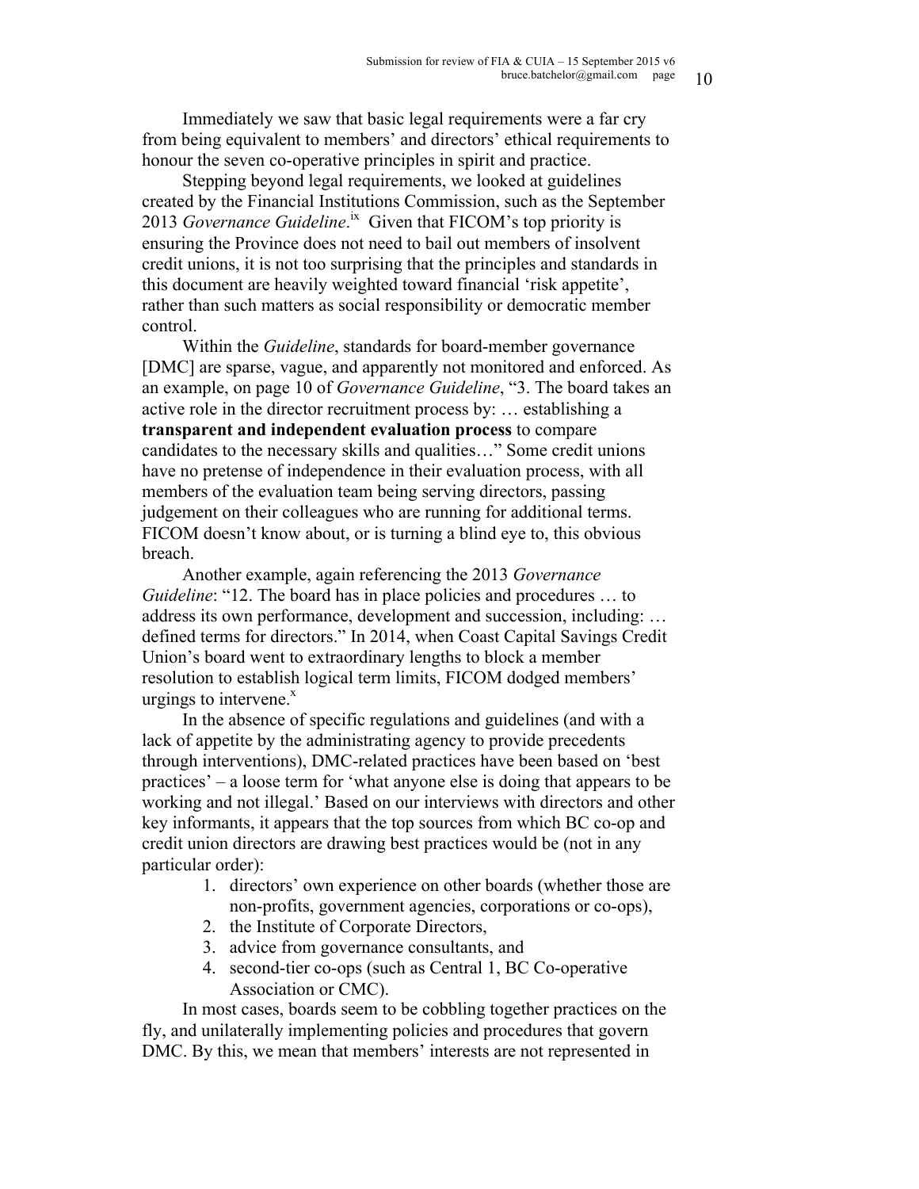Immediately we saw that basic legal requirements were a far cry from being equivalent to members' and directors' ethical requirements to honour the seven co-operative principles in spirit and practice.

Stepping beyond legal requirements, we looked at guidelines created by the Financial Institutions Commission, such as the September 2013 *Governance Guideline*.[ix] Given that FICOM's top priority is ensuring the Province does not need to bail out members of insolvent credit unions, it is not too surprising that the principles and standards in this document are heavily weighted toward financial 'risk appetite', rather than such matters as social responsibility or democratic member control.

Within the *Guideline*, standards for board-member governance [DMC] are sparse, vague, and apparently not monitored and enforced. As an example, on page 10 of *Governance Guideline*, "3. The board takes an active role in the director recruitment process by: … establishing a **transparent and independent evaluation process** to compare candidates to the necessary skills and qualities…" Some credit unions have no pretense of independence in their evaluation process, with all members of the evaluation team being serving directors, passing judgement on their colleagues who are running for additional terms. FICOM doesn't know about, or is turning a blind eye to, this obvious breach.

Another example, again referencing the 2013 *Governance Guideline*: "12. The board has in place policies and procedures … to address its own performance, development and succession, including: … defined terms for directors." In 2014, when Coast Capital Savings Credit Union's board went to extraordinary lengths to block a member resolution to establish logical term limits, FICOM dodged members' urgings to intervene.[x]

In the absence of specific regulations and guidelines (and with a lack of appetite by the administrating agency to provide precedents through interventions), DMC-related practices have been based on 'best practices' – a loose term for 'what anyone else is doing that appears to be working and not illegal.' Based on our interviews with directors and other key informants, it appears that the top sources from which BC co-op and credit union directors are drawing best practices would be (not in any particular order):

1. directors' own experience on other boards (whether those are non-profits, government agencies, corporations or co-ops),
2. the Institute of Corporate Directors,
3. advice from governance consultants, and
4. second-tier co-ops (such as Central 1, BC Co-operative Association or CMC).

In most cases, boards seem to be cobbling together practices on the fly, and unilaterally implementing policies and procedures that govern DMC. By this, we mean that members' interests are not represented in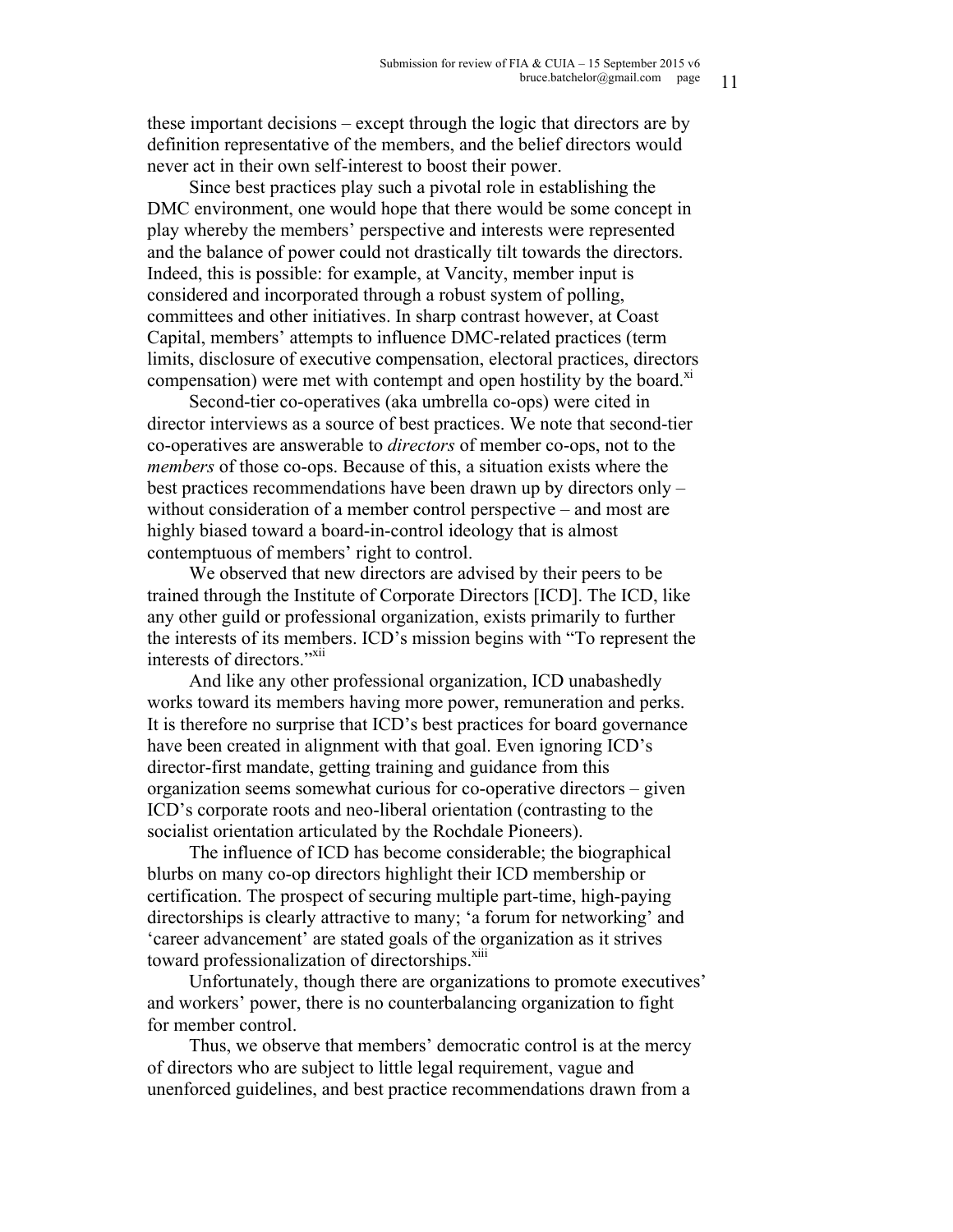these important decisions – except through the logic that directors are by definition representative of the members, and the belief directors would never act in their own self-interest to boost their power.

Since best practices play such a pivotal role in establishing the DMC environment, one would hope that there would be some concept in play whereby the members' perspective and interests were represented and the balance of power could not drastically tilt towards the directors. Indeed, this is possible: for example, at Vancity, member input is considered and incorporated through a robust system of polling, committees and other initiatives. In sharp contrast however, at Coast Capital, members' attempts to influence DMC-related practices (term limits, disclosure of executive compensation, electoral practices, directors compensation) were met with contempt and open hostility by the board.[xi]

Second-tier co-operatives (aka umbrella co-ops) were cited in director interviews as a source of best practices. We note that second-tier co-operatives are answerable to *directors* of member co-ops, not to the *members* of those co-ops. Because of this, a situation exists where the best practices recommendations have been drawn up by directors only – without consideration of a member control perspective – and most are highly biased toward a board-in-control ideology that is almost contemptuous of members' right to control.

We observed that new directors are advised by their peers to be trained through the Institute of Corporate Directors [ICD]. The ICD, like any other guild or professional organization, exists primarily to further the interests of its members. ICD's mission begins with "To represent the interests of directors."[xii]

And like any other professional organization, ICD unabashedly works toward its members having more power, remuneration and perks. It is therefore no surprise that ICD's best practices for board governance have been created in alignment with that goal. Even ignoring ICD's director-first mandate, getting training and guidance from this organization seems somewhat curious for co-operative directors – given ICD's corporate roots and neo-liberal orientation (contrasting to the socialist orientation articulated by the Rochdale Pioneers).

The influence of ICD has become considerable; the biographical blurbs on many co-op directors highlight their ICD membership or certification. The prospect of securing multiple part-time, high-paying directorships is clearly attractive to many; 'a forum for networking' and 'career advancement' are stated goals of the organization as it strives toward professionalization of directorships.[xiii]

Unfortunately, though there are organizations to promote executives' and workers' power, there is no counterbalancing organization to fight for member control.

Thus, we observe that members' democratic control is at the mercy of directors who are subject to little legal requirement, vague and unenforced guidelines, and best practice recommendations drawn from a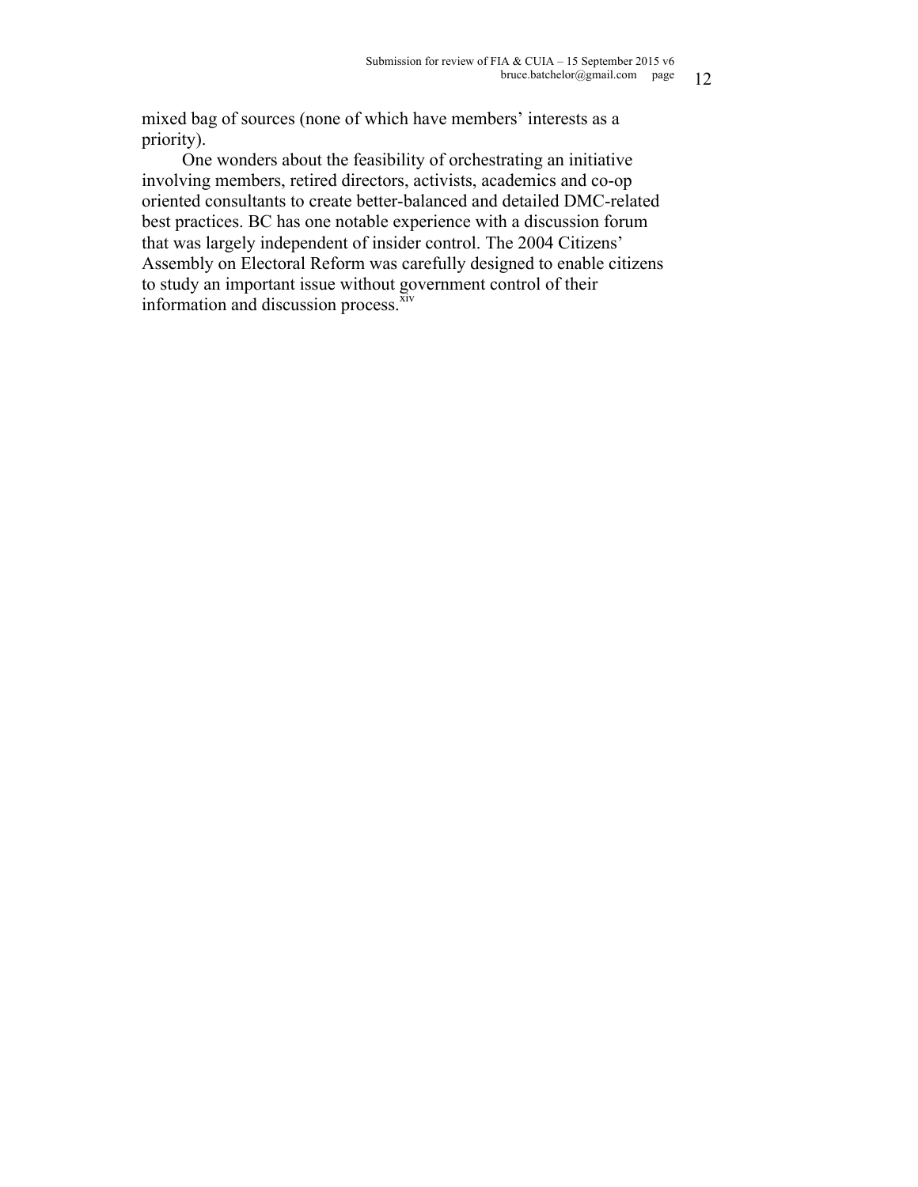mixed bag of sources (none of which have members' interests as a priority).

One wonders about the feasibility of orchestrating an initiative involving members, retired directors, activists, academics and co-op oriented consultants to create better-balanced and detailed DMC-related best practices. BC has one notable experience with a discussion forum that was largely independent of insider control. The 2004 Citizens' Assembly on Electoral Reform was carefully designed to enable citizens to study an important issue without government control of their information and discussion process.[xiv]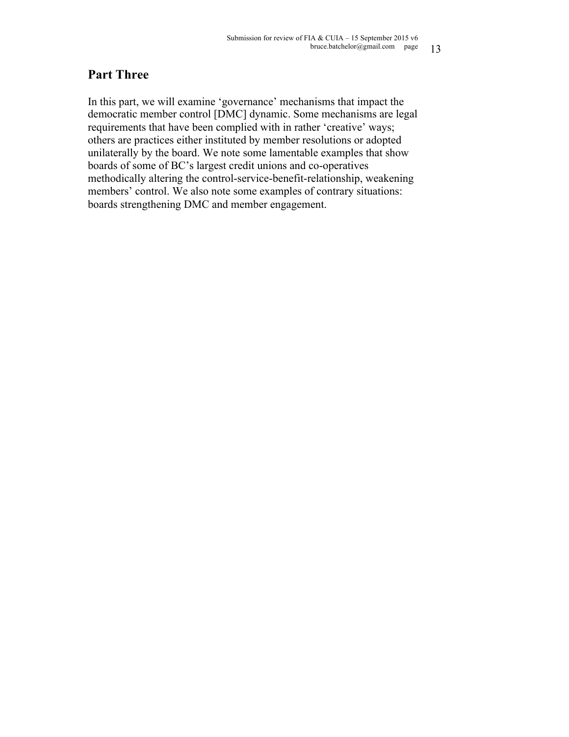## Part Three

In this part, we will examine ‘governance’ mechanisms that impact the democratic member control [DMC] dynamic. Some mechanisms are legal requirements that have been complied with in rather ‘creative’ ways; others are practices either instituted by member resolutions or adopted unilaterally by the board. We note some lamentable examples that show boards of some of BC’s largest credit unions and co-operatives methodically altering the control-service-benefit-relationship, weakening members’ control. We also note some examples of contrary situations: boards strengthening DMC and member engagement.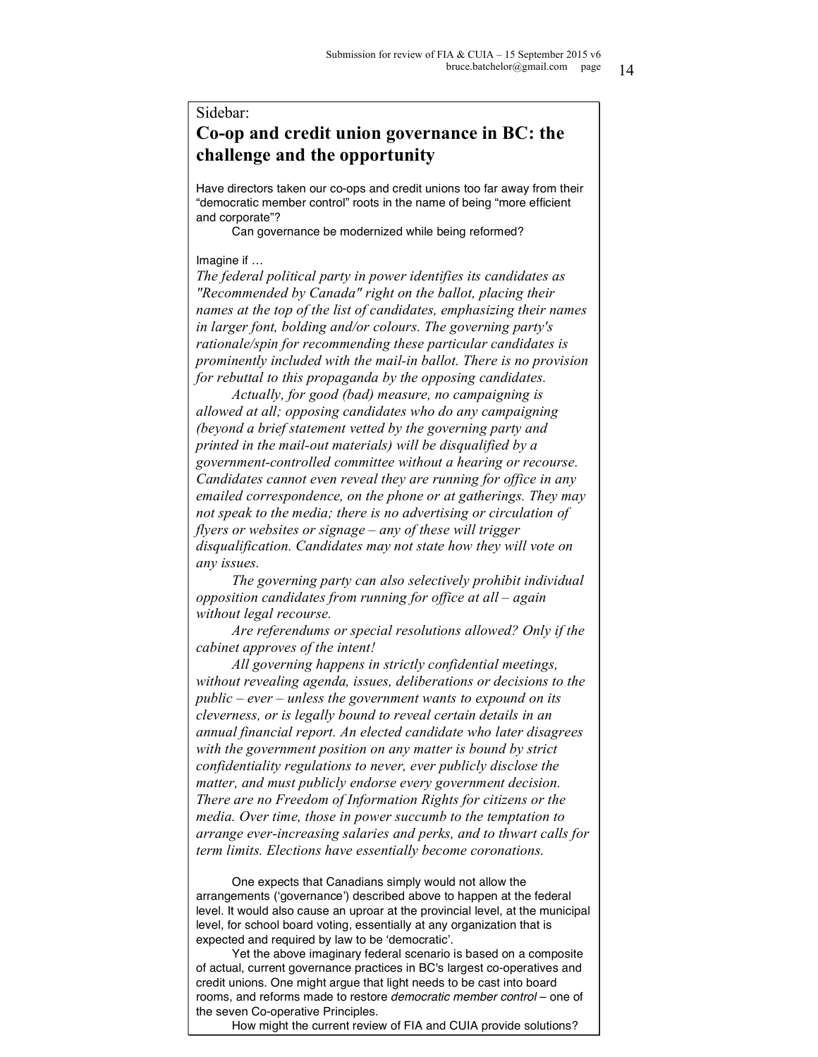Sidebar:

## Co-op and credit union governance in BC: the challenge and the opportunity

Have directors taken our co-ops and credit unions too far away from their "democratic member control" roots in the name of being "more efficient and corporate"?

Can governance be modernized while being reformed?

Imagine if …

*The federal political party in power identifies its candidates as "Recommended by Canada" right on the ballot, placing their names at the top of the list of candidates, emphasizing their names in larger font, bolding and/or colours. The governing party's rationale/spin for recommending these particular candidates is prominently included with the mail-in ballot. There is no provision for rebuttal to this propaganda by the opposing candidates.*

*Actually, for good (bad) measure, no campaigning is allowed at all; opposing candidates who do any campaigning (beyond a brief statement vetted by the governing party and printed in the mail-out materials) will be disqualified by a government-controlled committee without a hearing or recourse. Candidates cannot even reveal they are running for office in any emailed correspondence, on the phone or at gatherings. They may not speak to the media; there is no advertising or circulation of flyers or websites or signage – any of these will trigger disqualification. Candidates may not state how they will vote on any issues.*

*The governing party can also selectively prohibit individual opposition candidates from running for office at all – again without legal recourse.*

*Are referendums or special resolutions allowed? Only if the cabinet approves of the intent!*

*All governing happens in strictly confidential meetings, without revealing agenda, issues, deliberations or decisions to the public – ever – unless the government wants to expound on its cleverness, or is legally bound to reveal certain details in an annual financial report. An elected candidate who later disagrees with the government position on any matter is bound by strict confidentiality regulations to never, ever publicly disclose the matter, and must publicly endorse every government decision. There are no Freedom of Information Rights for citizens or the media. Over time, those in power succumb to the temptation to arrange ever-increasing salaries and perks, and to thwart calls for term limits. Elections have essentially become coronations.*

One expects that Canadians simply would not allow the arrangements ('governance') described above to happen at the federal level. It would also cause an uproar at the provincial level, at the municipal level, for school board voting, essentially at any organization that is expected and required by law to be 'democratic'.

Yet the above imaginary federal scenario is based on a composite of actual, current governance practices in BC's largest co-operatives and credit unions. One might argue that light needs to be cast into board rooms, and reforms made to restore *democratic member control* – one of the seven Co-operative Principles.

How might the current review of FIA and CUIA provide solutions?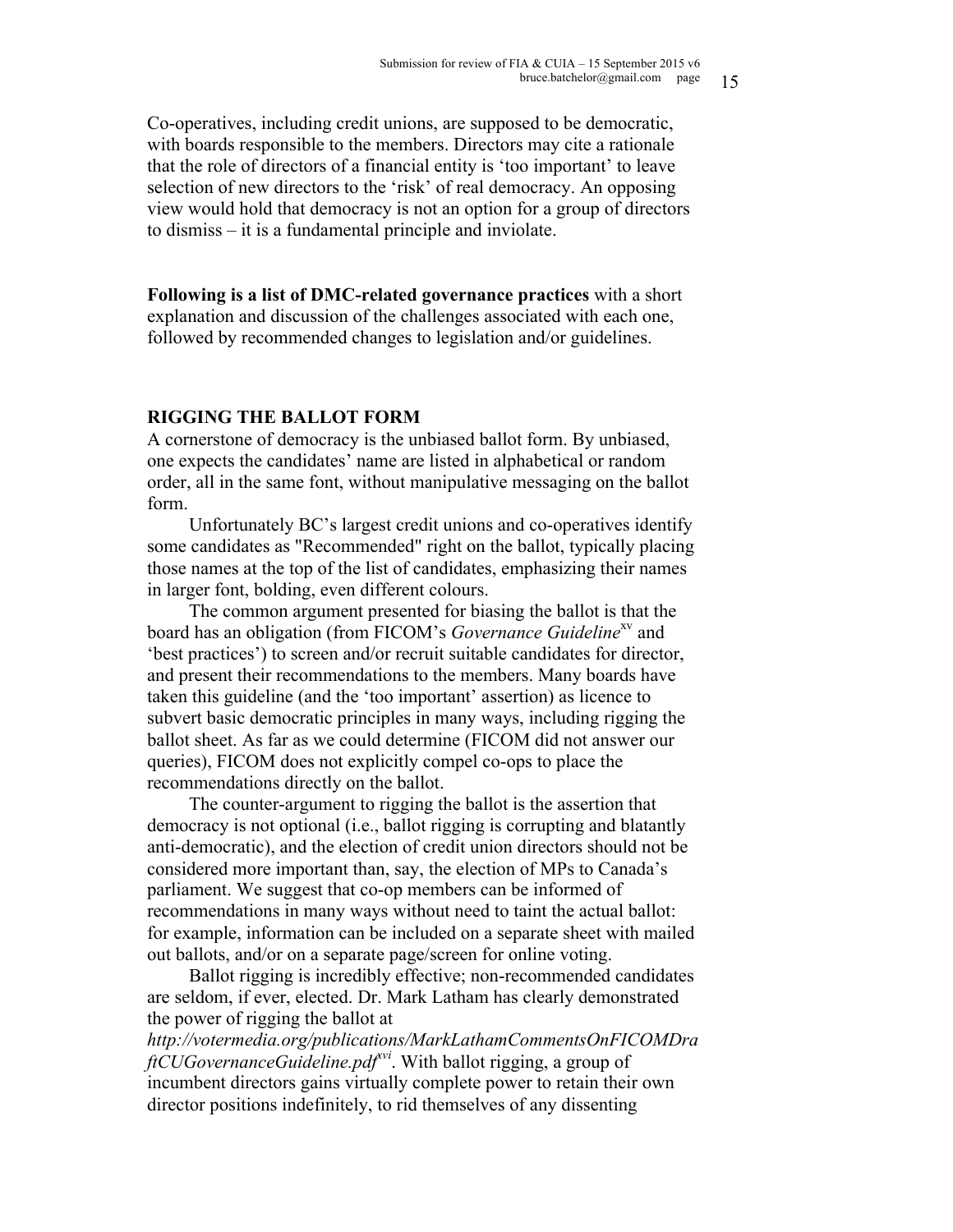Co-operatives, including credit unions, are supposed to be democratic, with boards responsible to the members. Directors may cite a rationale that the role of directors of a financial entity is 'too important' to leave selection of new directors to the 'risk' of real democracy. An opposing view would hold that democracy is not an option for a group of directors to dismiss – it is a fundamental principle and inviolate.

**Following is a list of DMC-related governance practices** with a short explanation and discussion of the challenges associated with each one, followed by recommended changes to legislation and/or guidelines.

## RIGGING THE BALLOT FORM

A cornerstone of democracy is the unbiased ballot form. By unbiased, one expects the candidates' name are listed in alphabetical or random order, all in the same font, without manipulative messaging on the ballot form.

Unfortunately BC's largest credit unions and co-operatives identify some candidates as "Recommended" right on the ballot, typically placing those names at the top of the list of candidates, emphasizing their names in larger font, bolding, even different colours.

The common argument presented for biasing the ballot is that the board has an obligation (from FICOM's *Governance Guideline*[xv] and 'best practices') to screen and/or recruit suitable candidates for director, and present their recommendations to the members. Many boards have taken this guideline (and the 'too important' assertion) as licence to subvert basic democratic principles in many ways, including rigging the ballot sheet. As far as we could determine (FICOM did not answer our queries), FICOM does not explicitly compel co-ops to place the recommendations directly on the ballot.

The counter-argument to rigging the ballot is the assertion that democracy is not optional (i.e., ballot rigging is corrupting and blatantly anti-democratic), and the election of credit union directors should not be considered more important than, say, the election of MPs to Canada's parliament. We suggest that co-op members can be informed of recommendations in many ways without need to taint the actual ballot: for example, information can be included on a separate sheet with mailed out ballots, and/or on a separate page/screen for online voting.

Ballot rigging is incredibly effective; non-recommended candidates are seldom, if ever, elected. Dr. Mark Latham has clearly demonstrated the power of rigging the ballot at *http://votermedia.org/publications/MarkLathamCommentsOnFICOMDraftCUGovernanceGuideline.pdf*[xvi]. With ballot rigging, a group of incumbent directors gains virtually complete power to retain their own director positions indefinitely, to rid themselves of any dissenting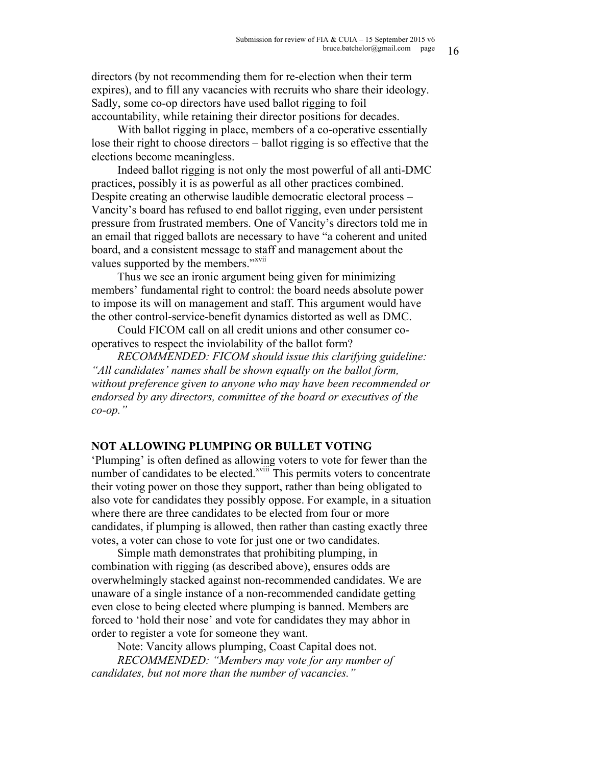directors (by not recommending them for re-election when their term expires), and to fill any vacancies with recruits who share their ideology. Sadly, some co-op directors have used ballot rigging to foil accountability, while retaining their director positions for decades.

With ballot rigging in place, members of a co-operative essentially lose their right to choose directors – ballot rigging is so effective that the elections become meaningless.

Indeed ballot rigging is not only the most powerful of all anti-DMC practices, possibly it is as powerful as all other practices combined. Despite creating an otherwise laudible democratic electoral process – Vancity's board has refused to end ballot rigging, even under persistent pressure from frustrated members. One of Vancity's directors told me in an email that rigged ballots are necessary to have "a coherent and united board, and a consistent message to staff and management about the values supported by the members."[xvii]

Thus we see an ironic argument being given for minimizing members' fundamental right to control: the board needs absolute power to impose its will on management and staff. This argument would have the other control-service-benefit dynamics distorted as well as DMC.

Could FICOM call on all credit unions and other consumer co-operatives to respect the inviolability of the ballot form?

*RECOMMENDED: FICOM should issue this clarifying guideline: "All candidates' names shall be shown equally on the ballot form, without preference given to anyone who may have been recommended or endorsed by any directors, committee of the board or executives of the co-op."*

## NOT ALLOWING PLUMPING OR BULLET VOTING

'Plumping' is often defined as allowing voters to vote for fewer than the number of candidates to be elected.[xviii] This permits voters to concentrate their voting power on those they support, rather than being obligated to also vote for candidates they possibly oppose. For example, in a situation where there are three candidates to be elected from four or more candidates, if plumping is allowed, then rather than casting exactly three votes, a voter can chose to vote for just one or two candidates.

Simple math demonstrates that prohibiting plumping, in combination with rigging (as described above), ensures odds are overwhelmingly stacked against non-recommended candidates. We are unaware of a single instance of a non-recommended candidate getting even close to being elected where plumping is banned. Members are forced to 'hold their nose' and vote for candidates they may abhor in order to register a vote for someone they want.

Note: Vancity allows plumping, Coast Capital does not.

*RECOMMENDED: "Members may vote for any number of candidates, but not more than the number of vacancies."*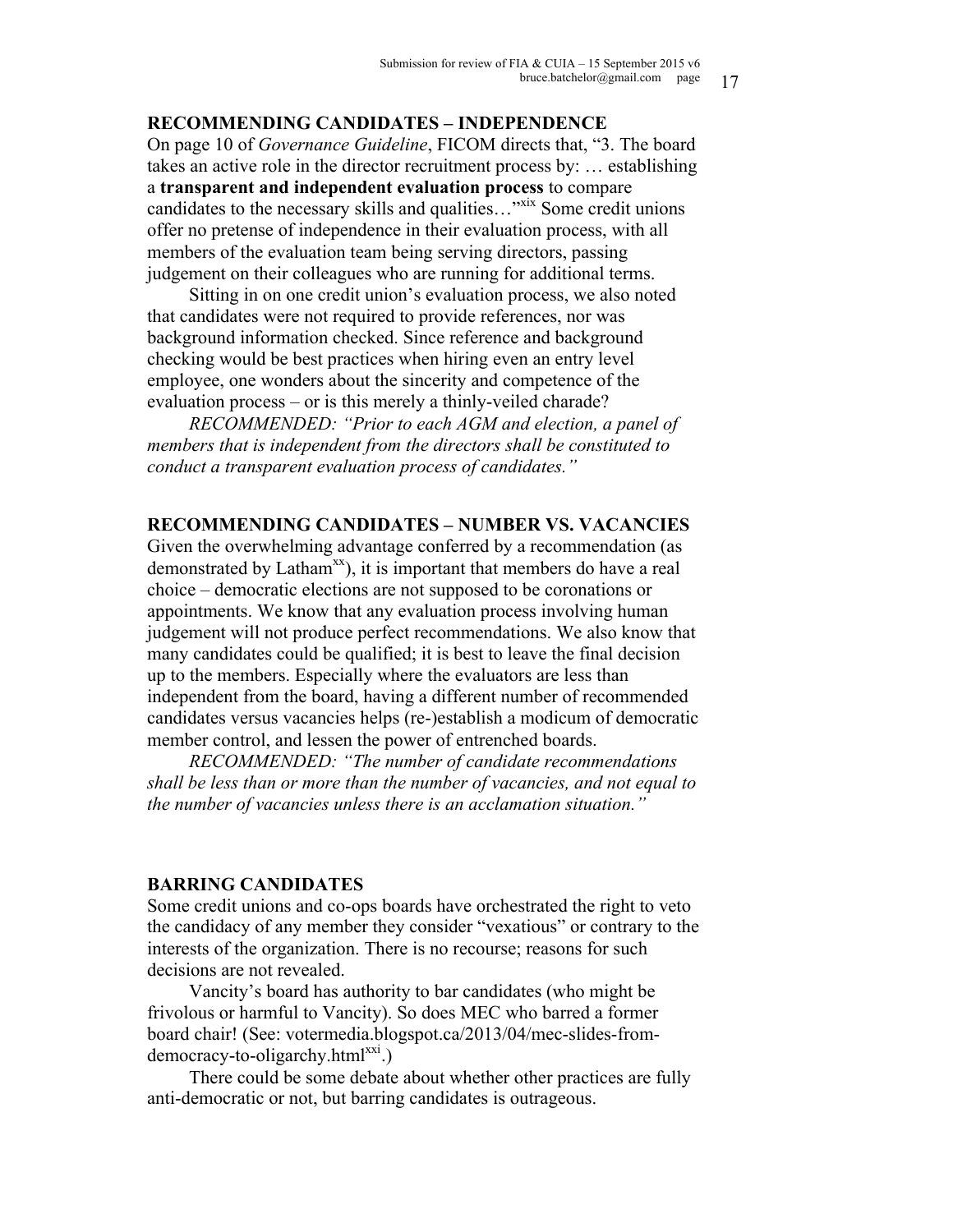## RECOMMENDING CANDIDATES – INDEPENDENCE

On page 10 of *Governance Guideline*, FICOM directs that, "3. The board takes an active role in the director recruitment process by: … establishing a **transparent and independent evaluation process** to compare candidates to the necessary skills and qualities…"[xix] Some credit unions offer no pretense of independence in their evaluation process, with all members of the evaluation team being serving directors, passing judgement on their colleagues who are running for additional terms.

Sitting in on one credit union's evaluation process, we also noted that candidates were not required to provide references, nor was background information checked. Since reference and background checking would be best practices when hiring even an entry level employee, one wonders about the sincerity and competence of the evaluation process – or is this merely a thinly-veiled charade?

*RECOMMENDED: "Prior to each AGM and election, a panel of members that is independent from the directors shall be constituted to conduct a transparent evaluation process of candidates."*

## RECOMMENDING CANDIDATES – NUMBER VS. VACANCIES

Given the overwhelming advantage conferred by a recommendation (as demonstrated by Latham[xx]), it is important that members do have a real choice – democratic elections are not supposed to be coronations or appointments. We know that any evaluation process involving human judgement will not produce perfect recommendations. We also know that many candidates could be qualified; it is best to leave the final decision up to the members. Especially where the evaluators are less than independent from the board, having a different number of recommended candidates versus vacancies helps (re-)establish a modicum of democratic member control, and lessen the power of entrenched boards.

*RECOMMENDED: "The number of candidate recommendations shall be less than or more than the number of vacancies, and not equal to the number of vacancies unless there is an acclamation situation."*

## BARRING CANDIDATES

Some credit unions and co-ops boards have orchestrated the right to veto the candidacy of any member they consider "vexatious" or contrary to the interests of the organization. There is no recourse; reasons for such decisions are not revealed.

Vancity's board has authority to bar candidates (who might be frivolous or harmful to Vancity). So does MEC who barred a former board chair! (See: votermedia.blogspot.ca/2013/04/mec-slides-from-democracy-to-oligarchy.html[xxi].)

There could be some debate about whether other practices are fully anti-democratic or not, but barring candidates is outrageous.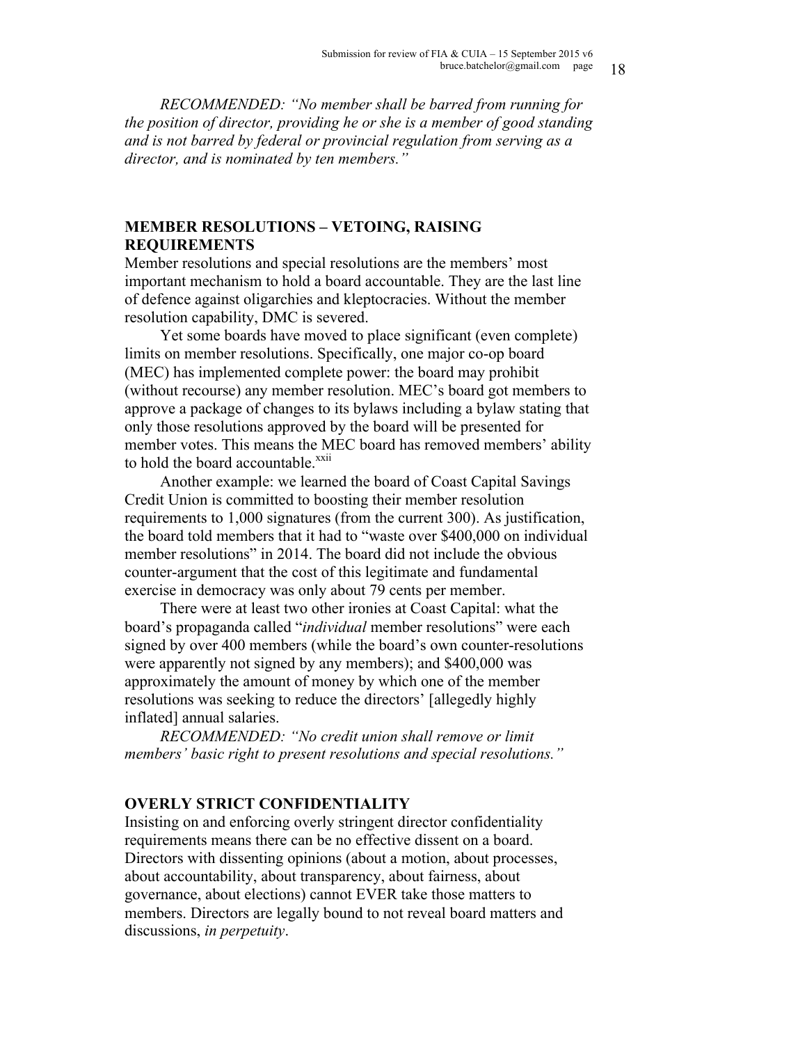*RECOMMENDED: "No member shall be barred from running for the position of director, providing he or she is a member of good standing and is not barred by federal or provincial regulation from serving as a director, and is nominated by ten members."*

## MEMBER RESOLUTIONS – VETOING, RAISING REQUIREMENTS

Member resolutions and special resolutions are the members' most important mechanism to hold a board accountable. They are the last line of defence against oligarchies and kleptocracies. Without the member resolution capability, DMC is severed.

Yet some boards have moved to place significant (even complete) limits on member resolutions. Specifically, one major co-op board (MEC) has implemented complete power: the board may prohibit (without recourse) any member resolution. MEC's board got members to approve a package of changes to its bylaws including a bylaw stating that only those resolutions approved by the board will be presented for member votes. This means the MEC board has removed members' ability to hold the board accountable.[xxii]

Another example: we learned the board of Coast Capital Savings Credit Union is committed to boosting their member resolution requirements to 1,000 signatures (from the current 300). As justification, the board told members that it had to "waste over $400,000 on individual member resolutions" in 2014. The board did not include the obvious counter-argument that the cost of this legitimate and fundamental exercise in democracy was only about 79 cents per member.

There were at least two other ironies at Coast Capital: what the board's propaganda called "*individual* member resolutions" were each signed by over 400 members (while the board's own counter-resolutions were apparently not signed by any members); and $400,000 was approximately the amount of money by which one of the member resolutions was seeking to reduce the directors' [allegedly highly inflated] annual salaries.

*RECOMMENDED: "No credit union shall remove or limit members' basic right to present resolutions and special resolutions."*

## OVERLY STRICT CONFIDENTIALITY

Insisting on and enforcing overly stringent director confidentiality requirements means there can be no effective dissent on a board. Directors with dissenting opinions (about a motion, about processes, about accountability, about transparency, about fairness, about governance, about elections) cannot EVER take those matters to members. Directors are legally bound to not reveal board matters and discussions, *in perpetuity*.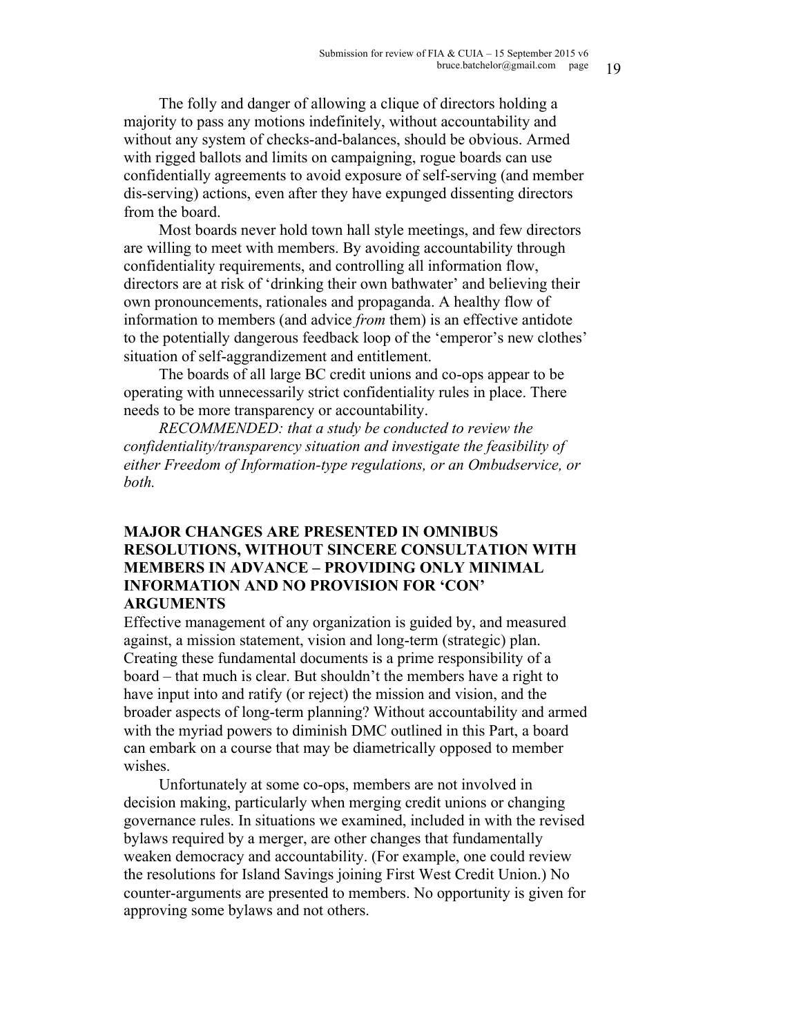The folly and danger of allowing a clique of directors holding a majority to pass any motions indefinitely, without accountability and without any system of checks-and-balances, should be obvious. Armed with rigged ballots and limits on campaigning, rogue boards can use confidentially agreements to avoid exposure of self-serving (and member dis-serving) actions, even after they have expunged dissenting directors from the board.

Most boards never hold town hall style meetings, and few directors are willing to meet with members. By avoiding accountability through confidentiality requirements, and controlling all information flow, directors are at risk of 'drinking their own bathwater' and believing their own pronouncements, rationales and propaganda. A healthy flow of information to members (and advice *from* them) is an effective antidote to the potentially dangerous feedback loop of the 'emperor's new clothes' situation of self-aggrandizement and entitlement.

The boards of all large BC credit unions and co-ops appear to be operating with unnecessarily strict confidentiality rules in place. There needs to be more transparency or accountability.

*RECOMMENDED: that a study be conducted to review the confidentiality/transparency situation and investigate the feasibility of either Freedom of Information-type regulations, or an Ombudservice, or both.*

## MAJOR CHANGES ARE PRESENTED IN OMNIBUS RESOLUTIONS, WITHOUT SINCERE CONSULTATION WITH MEMBERS IN ADVANCE – PROVIDING ONLY MINIMAL INFORMATION AND NO PROVISION FOR 'CON' ARGUMENTS

Effective management of any organization is guided by, and measured against, a mission statement, vision and long-term (strategic) plan. Creating these fundamental documents is a prime responsibility of a board – that much is clear. But shouldn't the members have a right to have input into and ratify (or reject) the mission and vision, and the broader aspects of long-term planning? Without accountability and armed with the myriad powers to diminish DMC outlined in this Part, a board can embark on a course that may be diametrically opposed to member wishes.

Unfortunately at some co-ops, members are not involved in decision making, particularly when merging credit unions or changing governance rules. In situations we examined, included in with the revised bylaws required by a merger, are other changes that fundamentally weaken democracy and accountability. (For example, one could review the resolutions for Island Savings joining First West Credit Union.) No counter-arguments are presented to members. No opportunity is given for approving some bylaws and not others.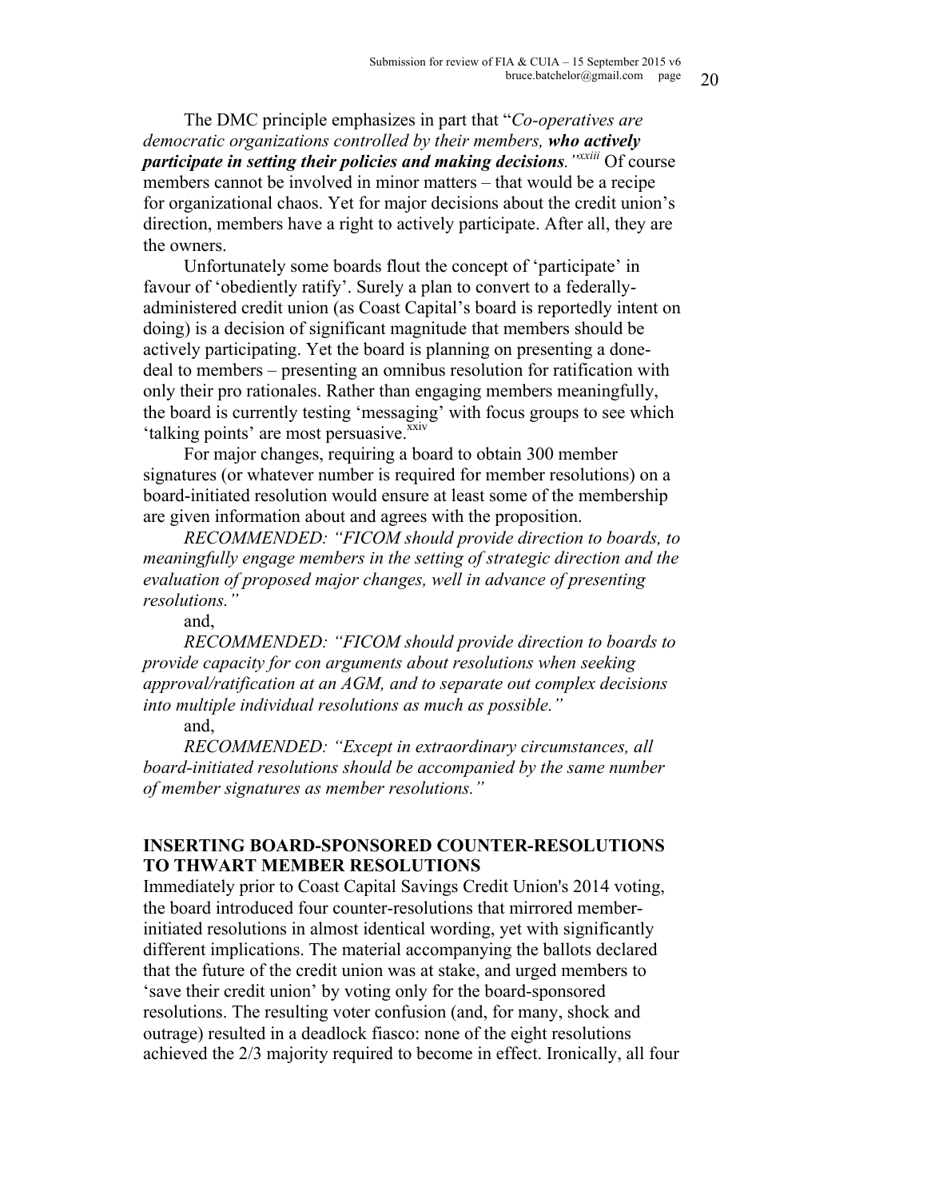The DMC principle emphasizes in part that "*Co-operatives are democratic organizations controlled by their members, **who actively participate in setting their policies and making decisions**."*[xxiii] Of course members cannot be involved in minor matters – that would be a recipe for organizational chaos. Yet for major decisions about the credit union's direction, members have a right to actively participate. After all, they are the owners.

Unfortunately some boards flout the concept of 'participate' in favour of 'obediently ratify'. Surely a plan to convert to a federally-administered credit union (as Coast Capital's board is reportedly intent on doing) is a decision of significant magnitude that members should be actively participating. Yet the board is planning on presenting a done-deal to members – presenting an omnibus resolution for ratification with only their pro rationales. Rather than engaging members meaningfully, the board is currently testing 'messaging' with focus groups to see which 'talking points' are most persuasive.[xxiv]

For major changes, requiring a board to obtain 300 member signatures (or whatever number is required for member resolutions) on a board-initiated resolution would ensure at least some of the membership are given information about and agrees with the proposition.

*RECOMMENDED: "FICOM should provide direction to boards, to meaningfully engage members in the setting of strategic direction and the evaluation of proposed major changes, well in advance of presenting resolutions."*

and,

*RECOMMENDED: "FICOM should provide direction to boards to provide capacity for con arguments about resolutions when seeking approval/ratification at an AGM, and to separate out complex decisions into multiple individual resolutions as much as possible."*

and,

*RECOMMENDED: "Except in extraordinary circumstances, all board-initiated resolutions should be accompanied by the same number of member signatures as member resolutions."*

## INSERTING BOARD-SPONSORED COUNTER-RESOLUTIONS TO THWART MEMBER RESOLUTIONS

Immediately prior to Coast Capital Savings Credit Union's 2014 voting, the board introduced four counter-resolutions that mirrored member-initiated resolutions in almost identical wording, yet with significantly different implications. The material accompanying the ballots declared that the future of the credit union was at stake, and urged members to 'save their credit union' by voting only for the board-sponsored resolutions. The resulting voter confusion (and, for many, shock and outrage) resulted in a deadlock fiasco: none of the eight resolutions achieved the 2/3 majority required to become in effect. Ironically, all four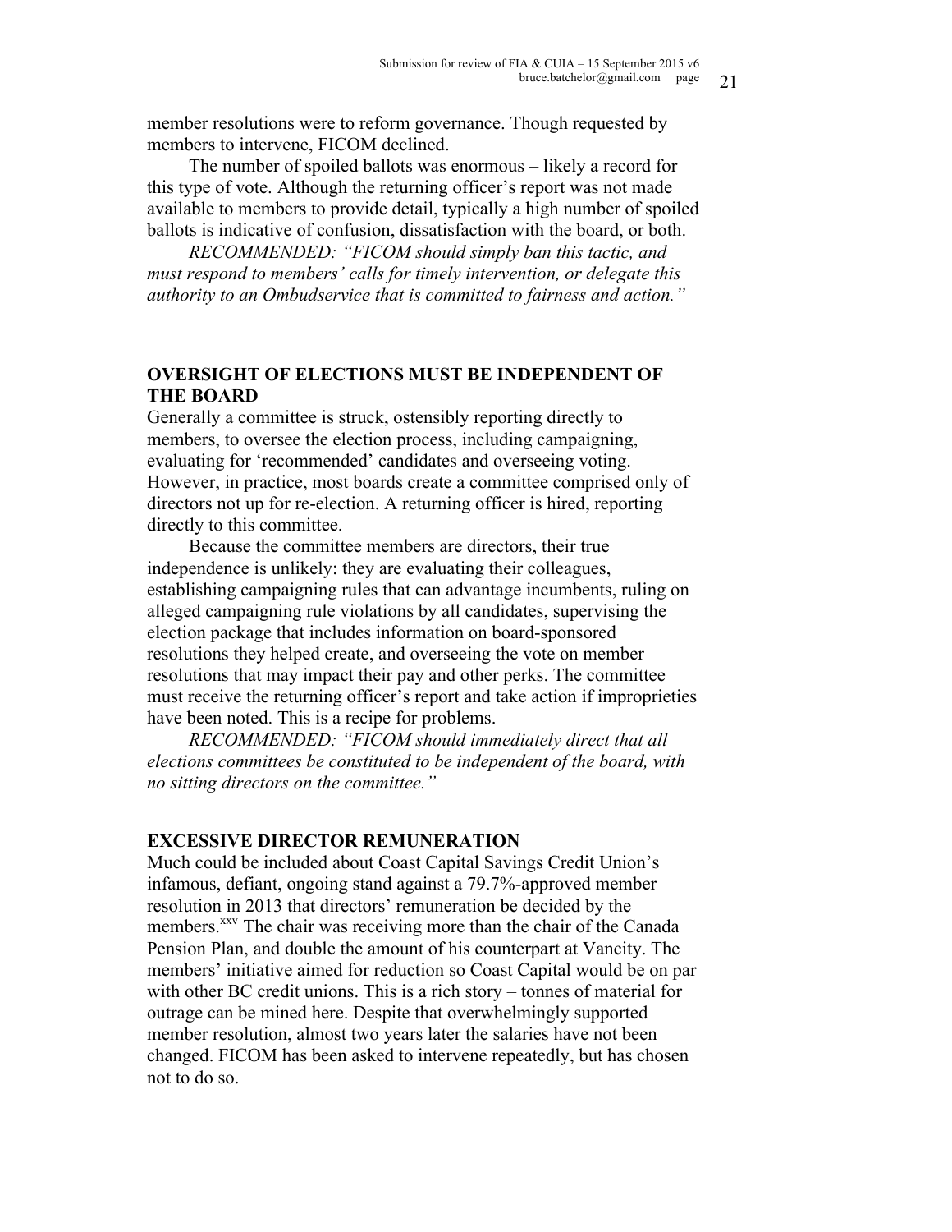member resolutions were to reform governance. Though requested by members to intervene, FICOM declined.

The number of spoiled ballots was enormous – likely a record for this type of vote. Although the returning officer's report was not made available to members to provide detail, typically a high number of spoiled ballots is indicative of confusion, dissatisfaction with the board, or both.

*RECOMMENDED: "FICOM should simply ban this tactic, and must respond to members' calls for timely intervention, or delegate this authority to an Ombudservice that is committed to fairness and action."*

## OVERSIGHT OF ELECTIONS MUST BE INDEPENDENT OF THE BOARD

Generally a committee is struck, ostensibly reporting directly to members, to oversee the election process, including campaigning, evaluating for 'recommended' candidates and overseeing voting. However, in practice, most boards create a committee comprised only of directors not up for re-election. A returning officer is hired, reporting directly to this committee.

Because the committee members are directors, their true independence is unlikely: they are evaluating their colleagues, establishing campaigning rules that can advantage incumbents, ruling on alleged campaigning rule violations by all candidates, supervising the election package that includes information on board-sponsored resolutions they helped create, and overseeing the vote on member resolutions that may impact their pay and other perks. The committee must receive the returning officer's report and take action if improprieties have been noted. This is a recipe for problems.

*RECOMMENDED: "FICOM should immediately direct that all elections committees be constituted to be independent of the board, with no sitting directors on the committee."*

## EXCESSIVE DIRECTOR REMUNERATION

Much could be included about Coast Capital Savings Credit Union's infamous, defiant, ongoing stand against a 79.7%-approved member resolution in 2013 that directors' remuneration be decided by the members.[xxv] The chair was receiving more than the chair of the Canada Pension Plan, and double the amount of his counterpart at Vancity. The members' initiative aimed for reduction so Coast Capital would be on par with other BC credit unions. This is a rich story – tonnes of material for outrage can be mined here. Despite that overwhelmingly supported member resolution, almost two years later the salaries have not been changed. FICOM has been asked to intervene repeatedly, but has chosen not to do so.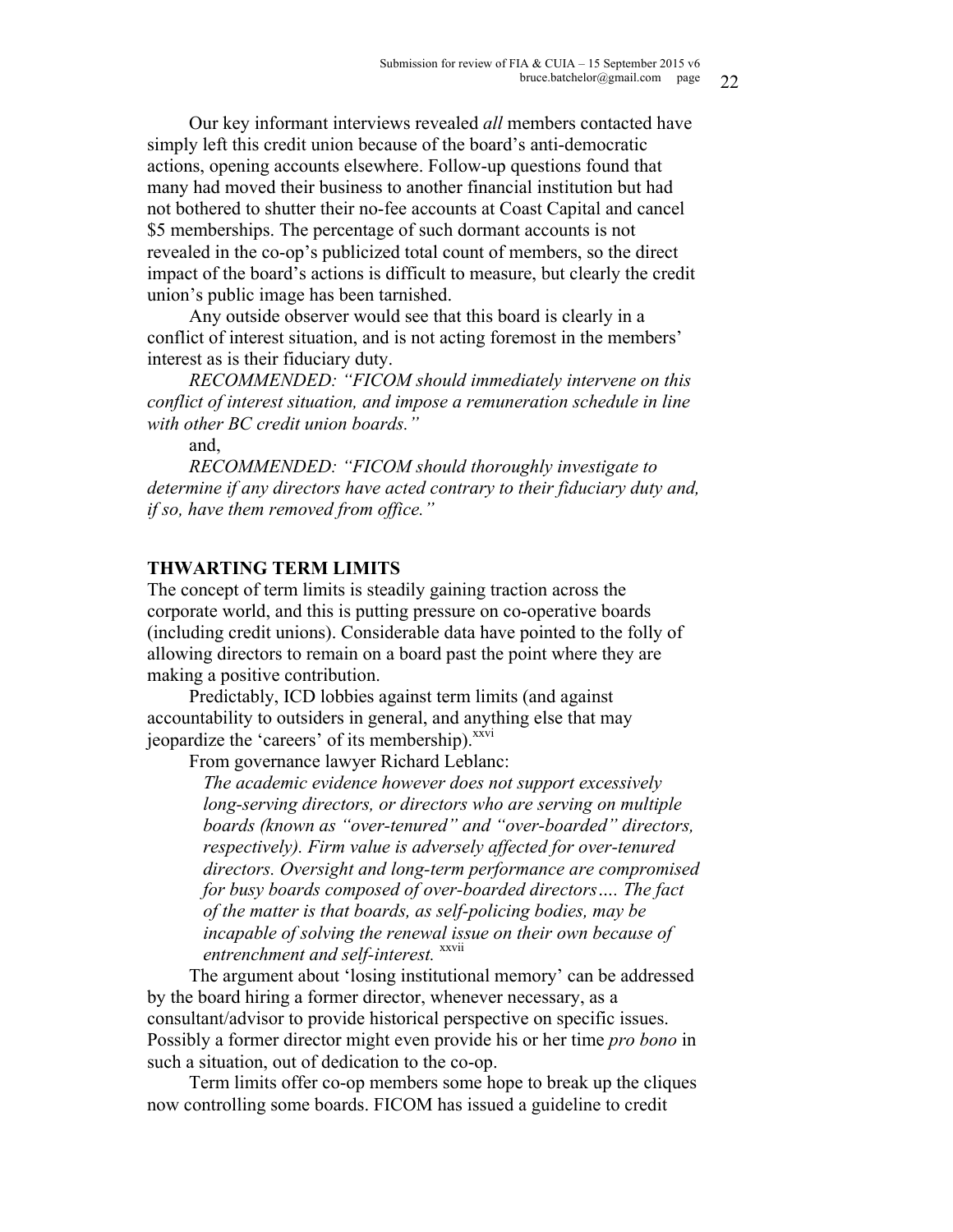Our key informant interviews revealed *all* members contacted have simply left this credit union because of the board's anti-democratic actions, opening accounts elsewhere. Follow-up questions found that many had moved their business to another financial institution but had not bothered to shutter their no-fee accounts at Coast Capital and cancel $5 memberships. The percentage of such dormant accounts is not revealed in the co-op's publicized total count of members, so the direct impact of the board's actions is difficult to measure, but clearly the credit union's public image has been tarnished.

Any outside observer would see that this board is clearly in a conflict of interest situation, and is not acting foremost in the members' interest as is their fiduciary duty.

*RECOMMENDED: "FICOM should immediately intervene on this conflict of interest situation, and impose a remuneration schedule in line with other BC credit union boards."*

and,

*RECOMMENDED: "FICOM should thoroughly investigate to determine if any directors have acted contrary to their fiduciary duty and, if so, have them removed from office."*

**THWARTING TERM LIMITS**

The concept of term limits is steadily gaining traction across the corporate world, and this is putting pressure on co-operative boards (including credit unions). Considerable data have pointed to the folly of allowing directors to remain on a board past the point where they are making a positive contribution.

Predictably, ICD lobbies against term limits (and against accountability to outsiders in general, and anything else that may jeopardize the 'careers' of its membership).[xxvi]

From governance lawyer Richard Leblanc:

> *The academic evidence however does not support excessively long-serving directors, or directors who are serving on multiple boards (known as "over-tenured" and "over-boarded" directors, respectively). Firm value is adversely affected for over-tenured directors. Oversight and long-term performance are compromised for busy boards composed of over-boarded directors…. The fact of the matter is that boards, as self-policing bodies, may be incapable of solving the renewal issue on their own because of entrenchment and self-interest.* [xxvii]

The argument about 'losing institutional memory' can be addressed by the board hiring a former director, whenever necessary, as a consultant/advisor to provide historical perspective on specific issues. Possibly a former director might even provide his or her time *pro bono* in such a situation, out of dedication to the co-op.

Term limits offer co-op members some hope to break up the cliques now controlling some boards. FICOM has issued a guideline to credit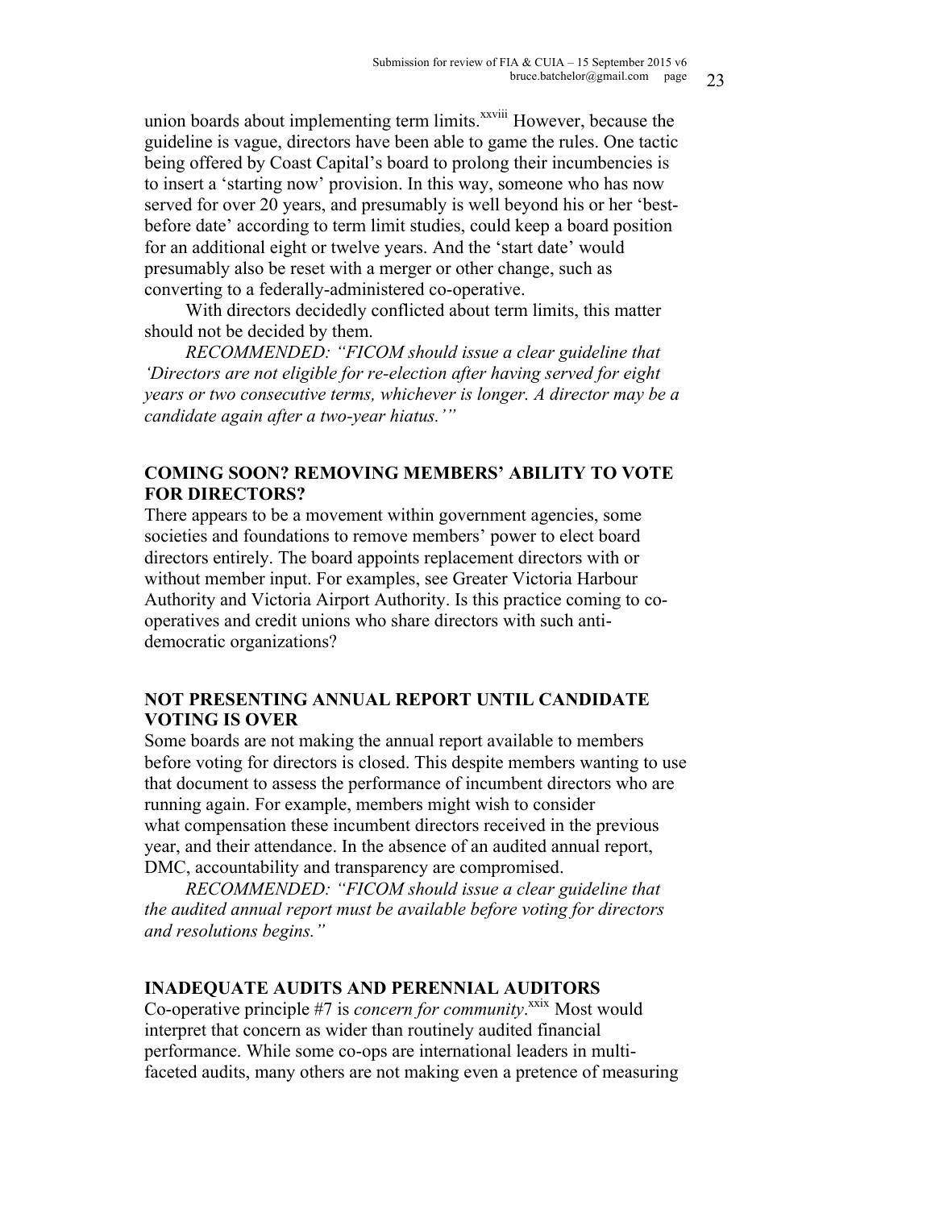union boards about implementing term limits.[xxviii] However, because the guideline is vague, directors have been able to game the rules. One tactic being offered by Coast Capital's board to prolong their incumbencies is to insert a 'starting now' provision. In this way, someone who has now served for over 20 years, and presumably is well beyond his or her 'best-before date' according to term limit studies, could keep a board position for an additional eight or twelve years. And the 'start date' would presumably also be reset with a merger or other change, such as converting to a federally-administered co-operative.

With directors decidedly conflicted about term limits, this matter should not be decided by them.

*RECOMMENDED: "FICOM should issue a clear guideline that 'Directors are not eligible for re-election after having served for eight years or two consecutive terms, whichever is longer. A director may be a candidate again after a two-year hiatus.'"*

## COMING SOON? REMOVING MEMBERS' ABILITY TO VOTE FOR DIRECTORS?

There appears to be a movement within government agencies, some societies and foundations to remove members' power to elect board directors entirely. The board appoints replacement directors with or without member input. For examples, see Greater Victoria Harbour Authority and Victoria Airport Authority. Is this practice coming to co-operatives and credit unions who share directors with such anti-democratic organizations?

## NOT PRESENTING ANNUAL REPORT UNTIL CANDIDATE VOTING IS OVER

Some boards are not making the annual report available to members before voting for directors is closed. This despite members wanting to use that document to assess the performance of incumbent directors who are running again. For example, members might wish to consider what compensation these incumbent directors received in the previous year, and their attendance. In the absence of an audited annual report, DMC, accountability and transparency are compromised.

*RECOMMENDED: "FICOM should issue a clear guideline that the audited annual report must be available before voting for directors and resolutions begins."*

## INADEQUATE AUDITS AND PERENNIAL AUDITORS

Co-operative principle #7 is *concern for community*.[xxix] Most would interpret that concern as wider than routinely audited financial performance. While some co-ops are international leaders in multi-faceted audits, many others are not making even a pretence of measuring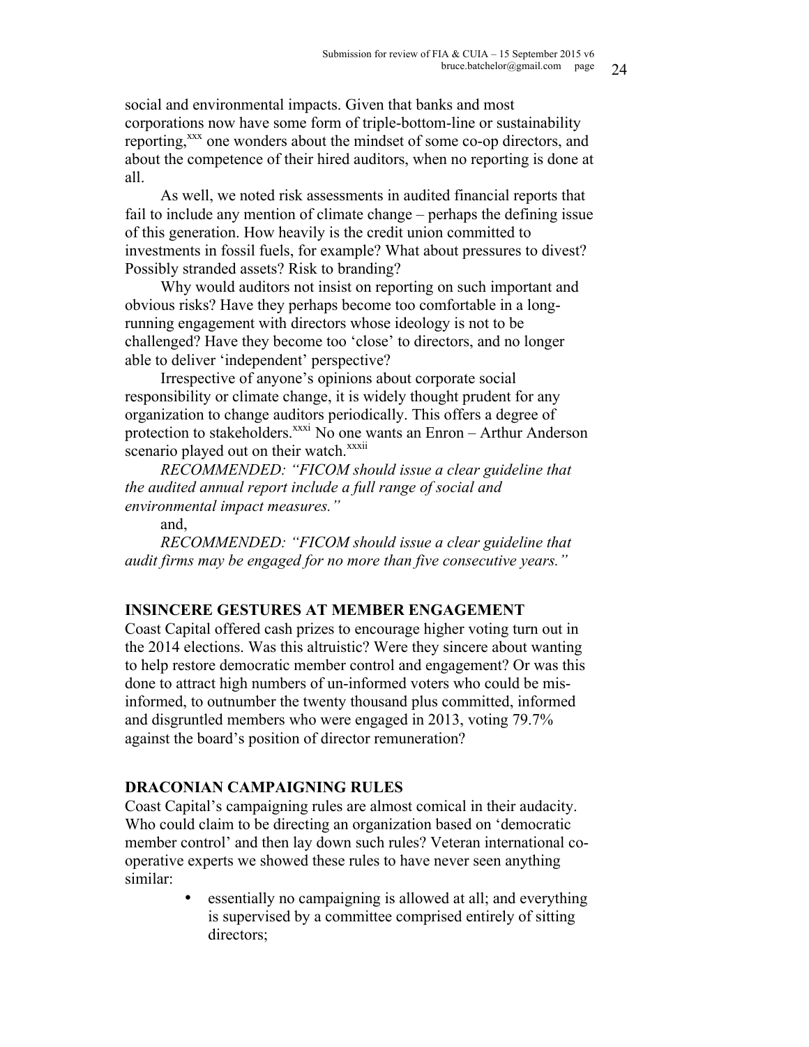social and environmental impacts. Given that banks and most corporations now have some form of triple-bottom-line or sustainability reporting,[xxx] one wonders about the mindset of some co-op directors, and about the competence of their hired auditors, when no reporting is done at all.

As well, we noted risk assessments in audited financial reports that fail to include any mention of climate change – perhaps the defining issue of this generation. How heavily is the credit union committed to investments in fossil fuels, for example? What about pressures to divest? Possibly stranded assets? Risk to branding?

Why would auditors not insist on reporting on such important and obvious risks? Have they perhaps become too comfortable in a long-running engagement with directors whose ideology is not to be challenged? Have they become too 'close' to directors, and no longer able to deliver 'independent' perspective?

Irrespective of anyone's opinions about corporate social responsibility or climate change, it is widely thought prudent for any organization to change auditors periodically. This offers a degree of protection to stakeholders.[xxxi] No one wants an Enron – Arthur Anderson scenario played out on their watch.[xxxii]

*RECOMMENDED: "FICOM should issue a clear guideline that the audited annual report include a full range of social and environmental impact measures."*

and,

*RECOMMENDED: "FICOM should issue a clear guideline that audit firms may be engaged for no more than five consecutive years."*

## INSINCERE GESTURES AT MEMBER ENGAGEMENT

Coast Capital offered cash prizes to encourage higher voting turn out in the 2014 elections. Was this altruistic? Were they sincere about wanting to help restore democratic member control and engagement? Or was this done to attract high numbers of un-informed voters who could be mis-informed, to outnumber the twenty thousand plus committed, informed and disgruntled members who were engaged in 2013, voting 79.7% against the board's position of director remuneration?

## DRACONIAN CAMPAIGNING RULES

Coast Capital's campaigning rules are almost comical in their audacity. Who could claim to be directing an organization based on 'democratic member control' and then lay down such rules? Veteran international co-operative experts we showed these rules to have never seen anything similar:

- essentially no campaigning is allowed at all; and everything is supervised by a committee comprised entirely of sitting directors;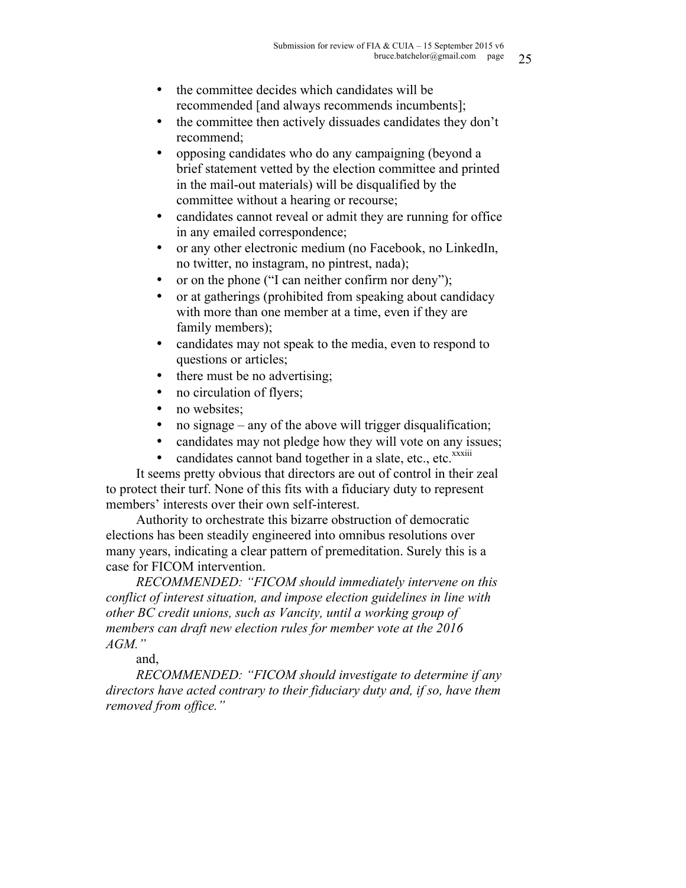- the committee decides which candidates will be recommended [and always recommends incumbents];
- the committee then actively dissuades candidates they don't recommend;
- opposing candidates who do any campaigning (beyond a brief statement vetted by the election committee and printed in the mail-out materials) will be disqualified by the committee without a hearing or recourse;
- candidates cannot reveal or admit they are running for office in any emailed correspondence;
- or any other electronic medium (no Facebook, no LinkedIn, no twitter, no instagram, no pintrest, nada);
- or on the phone ("I can neither confirm nor deny");
- or at gatherings (prohibited from speaking about candidacy with more than one member at a time, even if they are family members);
- candidates may not speak to the media, even to respond to questions or articles;
- there must be no advertising;
- no circulation of flyers;
- no websites;
- no signage – any of the above will trigger disqualification;
- candidates may not pledge how they will vote on any issues;
- candidates cannot band together in a slate, etc., etc.[xxxiii]

It seems pretty obvious that directors are out of control in their zeal to protect their turf. None of this fits with a fiduciary duty to represent members' interests over their own self-interest.

Authority to orchestrate this bizarre obstruction of democratic elections has been steadily engineered into omnibus resolutions over many years, indicating a clear pattern of premeditation. Surely this is a case for FICOM intervention.

*RECOMMENDED: "FICOM should immediately intervene on this conflict of interest situation, and impose election guidelines in line with other BC credit unions, such as Vancity, until a working group of members can draft new election rules for member vote at the 2016 AGM."*

and,

*RECOMMENDED: "FICOM should investigate to determine if any directors have acted contrary to their fiduciary duty and, if so, have them removed from office."*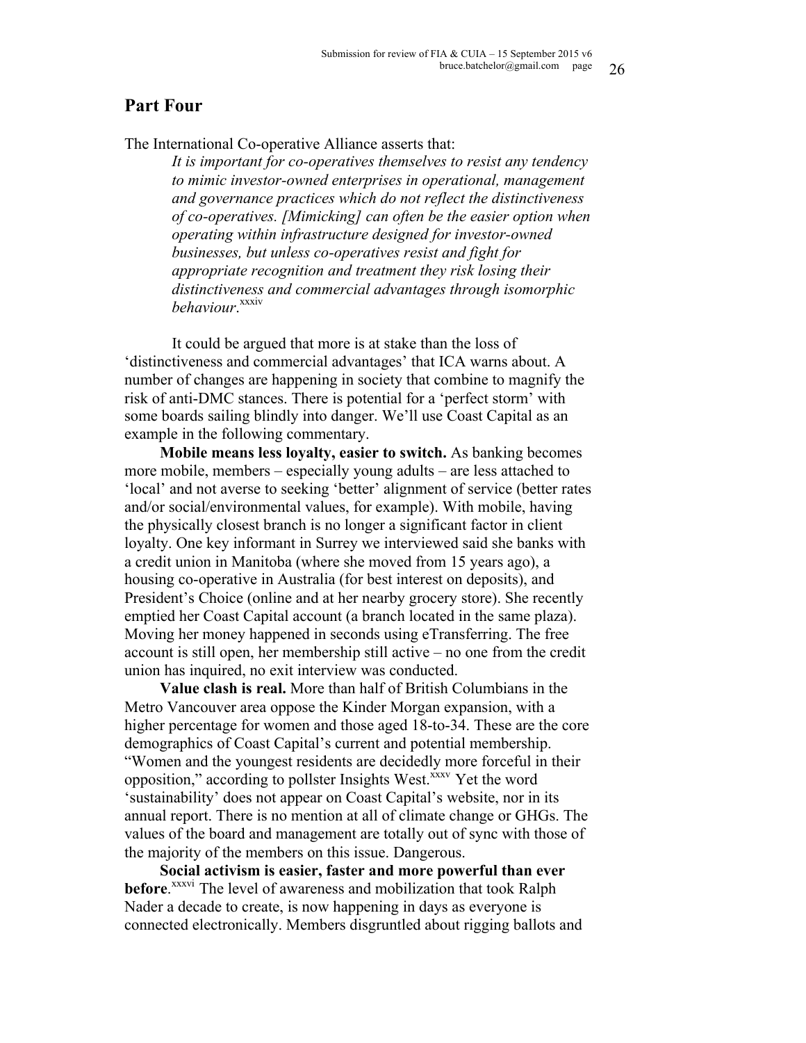## Part Four

The International Co-operative Alliance asserts that:

> *It is important for co-operatives themselves to resist any tendency to mimic investor-owned enterprises in operational, management and governance practices which do not reflect the distinctiveness of co-operatives. [Mimicking] can often be the easier option when operating within infrastructure designed for investor-owned businesses, but unless co-operatives resist and fight for appropriate recognition and treatment they risk losing their distinctiveness and commercial advantages through isomorphic behaviour.*[xxxiv]

It could be argued that more is at stake than the loss of 'distinctiveness and commercial advantages' that ICA warns about. A number of changes are happening in society that combine to magnify the risk of anti-DMC stances. There is potential for a 'perfect storm' with some boards sailing blindly into danger. We'll use Coast Capital as an example in the following commentary.

**Mobile means less loyalty, easier to switch.** As banking becomes more mobile, members – especially young adults – are less attached to 'local' and not averse to seeking 'better' alignment of service (better rates and/or social/environmental values, for example). With mobile, having the physically closest branch is no longer a significant factor in client loyalty. One key informant in Surrey we interviewed said she banks with a credit union in Manitoba (where she moved from 15 years ago), a housing co-operative in Australia (for best interest on deposits), and President's Choice (online and at her nearby grocery store). She recently emptied her Coast Capital account (a branch located in the same plaza). Moving her money happened in seconds using eTransferring. The free account is still open, her membership still active – no one from the credit union has inquired, no exit interview was conducted.

**Value clash is real.** More than half of British Columbians in the Metro Vancouver area oppose the Kinder Morgan expansion, with a higher percentage for women and those aged 18-to-34. These are the core demographics of Coast Capital's current and potential membership. "Women and the youngest residents are decidedly more forceful in their opposition," according to pollster Insights West.[xxxv] Yet the word 'sustainability' does not appear on Coast Capital's website, nor in its annual report. There is no mention at all of climate change or GHGs. The values of the board and management are totally out of sync with those of the majority of the members on this issue. Dangerous.

**Social activism is easier, faster and more powerful than ever before**.[xxxvi] The level of awareness and mobilization that took Ralph Nader a decade to create, is now happening in days as everyone is connected electronically. Members disgruntled about rigging ballots and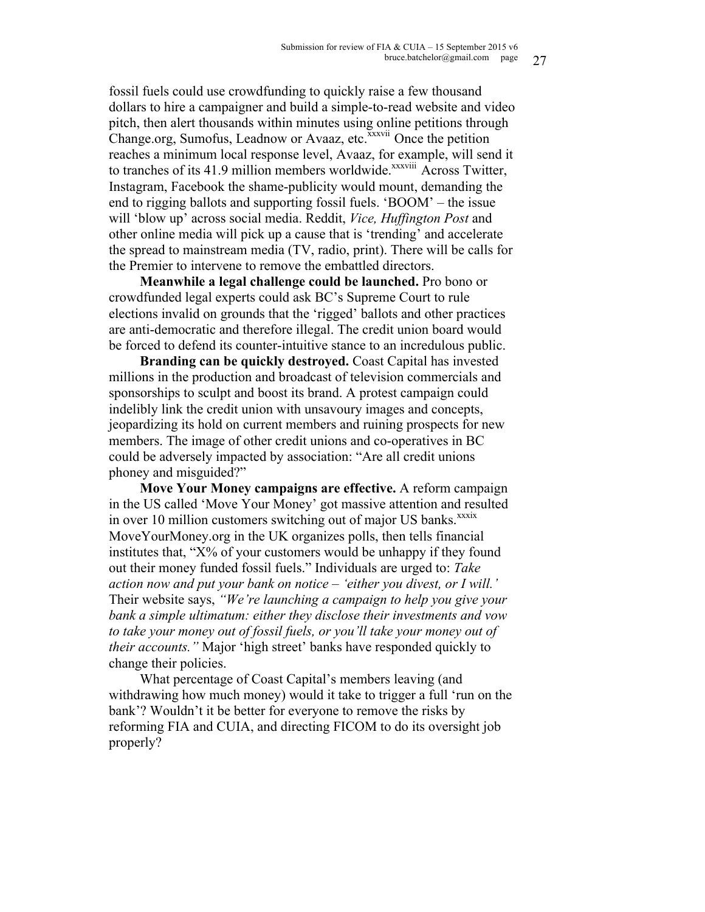fossil fuels could use crowdfunding to quickly raise a few thousand dollars to hire a campaigner and build a simple-to-read website and video pitch, then alert thousands within minutes using online petitions through Change.org, Sumofus, Leadnow or Avaaz, etc.[xxxvii] Once the petition reaches a minimum local response level, Avaaz, for example, will send it to tranches of its 41.9 million members worldwide.[xxxviii] Across Twitter, Instagram, Facebook the shame-publicity would mount, demanding the end to rigging ballots and supporting fossil fuels. 'BOOM' – the issue will 'blow up' across social media. Reddit, *Vice, Huffington Post* and other online media will pick up a cause that is 'trending' and accelerate the spread to mainstream media (TV, radio, print). There will be calls for the Premier to intervene to remove the embattled directors.

**Meanwhile a legal challenge could be launched.** Pro bono or crowdfunded legal experts could ask BC's Supreme Court to rule elections invalid on grounds that the 'rigged' ballots and other practices are anti-democratic and therefore illegal. The credit union board would be forced to defend its counter-intuitive stance to an incredulous public.

**Branding can be quickly destroyed.** Coast Capital has invested millions in the production and broadcast of television commercials and sponsorships to sculpt and boost its brand. A protest campaign could indelibly link the credit union with unsavoury images and concepts, jeopardizing its hold on current members and ruining prospects for new members. The image of other credit unions and co-operatives in BC could be adversely impacted by association: "Are all credit unions phoney and misguided?"

**Move Your Money campaigns are effective.** A reform campaign in the US called 'Move Your Money' got massive attention and resulted in over 10 million customers switching out of major US banks.[xxxix] MoveYourMoney.org in the UK organizes polls, then tells financial institutes that, "X% of your customers would be unhappy if they found out their money funded fossil fuels." Individuals are urged to: *Take action now and put your bank on notice – 'either you divest, or I will.'* Their website says, *"We're launching a campaign to help you give your bank a simple ultimatum: either they disclose their investments and vow to take your money out of fossil fuels, or you'll take your money out of their accounts."* Major 'high street' banks have responded quickly to change their policies.

What percentage of Coast Capital's members leaving (and withdrawing how much money) would it take to trigger a full 'run on the bank'? Wouldn't it be better for everyone to remove the risks by reforming FIA and CUIA, and directing FICOM to do its oversight job properly?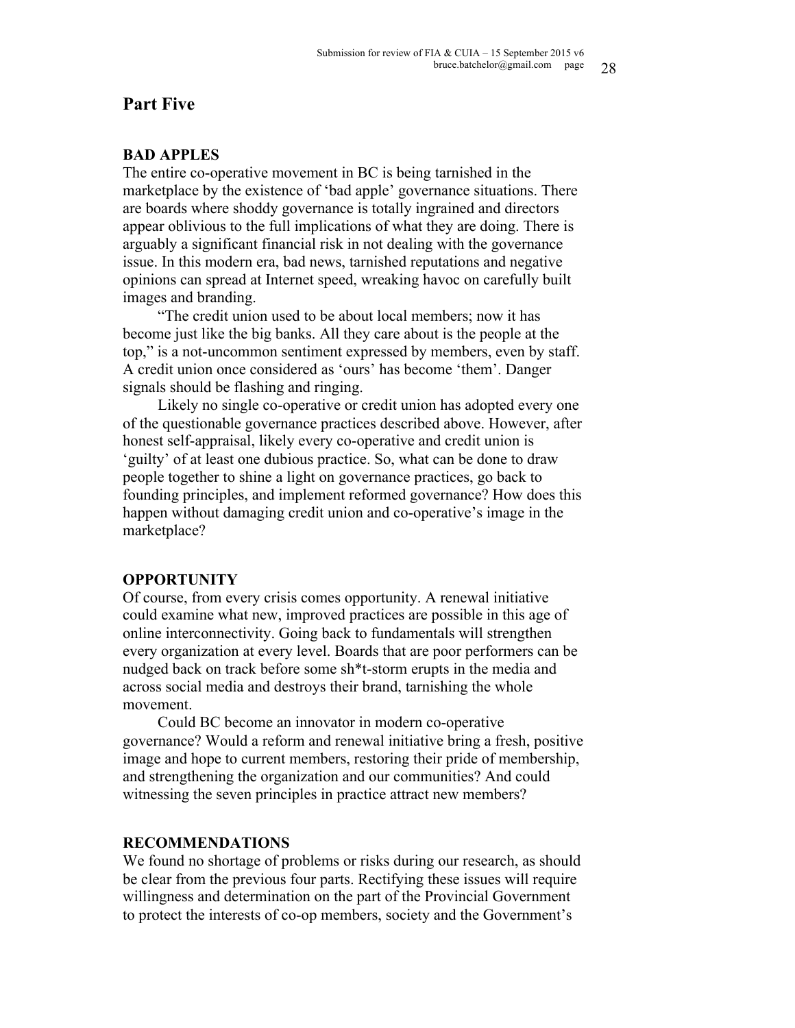## Part Five

### BAD APPLES

The entire co-operative movement in BC is being tarnished in the marketplace by the existence of 'bad apple' governance situations. There are boards where shoddy governance is totally ingrained and directors appear oblivious to the full implications of what they are doing. There is arguably a significant financial risk in not dealing with the governance issue. In this modern era, bad news, tarnished reputations and negative opinions can spread at Internet speed, wreaking havoc on carefully built images and branding.

"The credit union used to be about local members; now it has become just like the big banks. All they care about is the people at the top," is a not-uncommon sentiment expressed by members, even by staff. A credit union once considered as 'ours' has become 'them'. Danger signals should be flashing and ringing.

Likely no single co-operative or credit union has adopted every one of the questionable governance practices described above. However, after honest self-appraisal, likely every co-operative and credit union is 'guilty' of at least one dubious practice. So, what can be done to draw people together to shine a light on governance practices, go back to founding principles, and implement reformed governance? How does this happen without damaging credit union and co-operative's image in the marketplace?

### OPPORTUNITY

Of course, from every crisis comes opportunity. A renewal initiative could examine what new, improved practices are possible in this age of online interconnectivity. Going back to fundamentals will strengthen every organization at every level. Boards that are poor performers can be nudged back on track before some sh*t-storm erupts in the media and across social media and destroys their brand, tarnishing the whole movement.

Could BC become an innovator in modern co-operative governance? Would a reform and renewal initiative bring a fresh, positive image and hope to current members, restoring their pride of membership, and strengthening the organization and our communities? And could witnessing the seven principles in practice attract new members?

### RECOMMENDATIONS

We found no shortage of problems or risks during our research, as should be clear from the previous four parts. Rectifying these issues will require willingness and determination on the part of the Provincial Government to protect the interests of co-op members, society and the Government's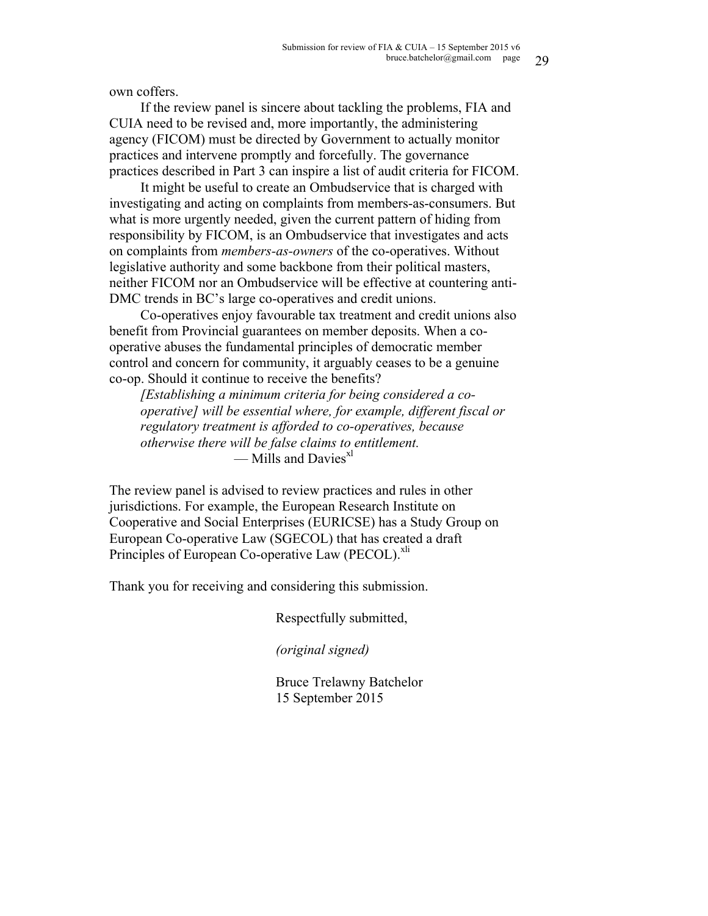own coffers.

If the review panel is sincere about tackling the problems, FIA and CUIA need to be revised and, more importantly, the administering agency (FICOM) must be directed by Government to actually monitor practices and intervene promptly and forcefully. The governance practices described in Part 3 can inspire a list of audit criteria for FICOM.

It might be useful to create an Ombudservice that is charged with investigating and acting on complaints from members-as-consumers. But what is more urgently needed, given the current pattern of hiding from responsibility by FICOM, is an Ombudservice that investigates and acts on complaints from *members-as-owners* of the co-operatives. Without legislative authority and some backbone from their political masters, neither FICOM nor an Ombudservice will be effective at countering anti-DMC trends in BC's large co-operatives and credit unions.

Co-operatives enjoy favourable tax treatment and credit unions also benefit from Provincial guarantees on member deposits. When a co-operative abuses the fundamental principles of democratic member control and concern for community, it arguably ceases to be a genuine co-op. Should it continue to receive the benefits?

> *[Establishing a minimum criteria for being considered a co-operative] will be essential where, for example, different fiscal or regulatory treatment is afforded to co-operatives, because otherwise there will be false claims to entitlement.*
>
> — Mills and Davies[xl]

The review panel is advised to review practices and rules in other jurisdictions. For example, the European Research Institute on Cooperative and Social Enterprises (EURICSE) has a Study Group on European Co-operative Law (SGECOL) that has created a draft Principles of European Co-operative Law (PECOL).[xli]

Thank you for receiving and considering this submission.

Respectfully submitted,

*(original signed)*

Bruce Trelawny Batchelor
15 September 2015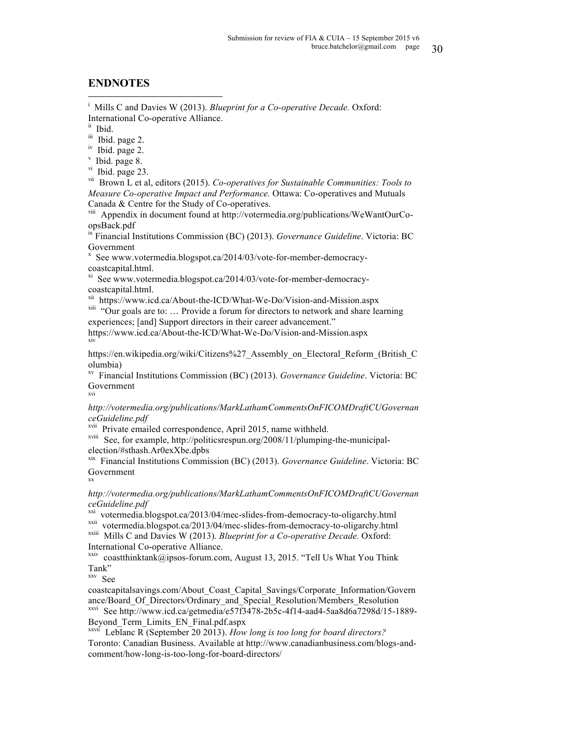## ENDNOTES

[i] Mills C and Davies W (2013). *Blueprint for a Co-operative Decade.* Oxford: International Co-operative Alliance.

[ii] Ibid.

[iii] Ibid. page 2.

[iv] Ibid. page 2.

[v] Ibid. page 8.

[vi] Ibid. page 23.

[vii] Brown L et al, editors (2015). *Co-operatives for Sustainable Communities: Tools to Measure Co-operative Impact and Performance.* Ottawa: Co-operatives and Mutuals Canada & Centre for the Study of Co-operatives.

[viii] Appendix in document found at http://votermedia.org/publications/WeWantOurCo-opsBack.pdf

[ix] Financial Institutions Commission (BC) (2013). *Governance Guideline*. Victoria: BC Government

[x] See www.votermedia.blogspot.ca/2014/03/vote-for-member-democracy-coastcapital.html.

[xi] See www.votermedia.blogspot.ca/2014/03/vote-for-member-democracy-coastcapital.html.

[xii] https://www.icd.ca/About-the-ICD/What-We-Do/Vision-and-Mission.aspx

[xiii] "Our goals are to: … Provide a forum for directors to network and share learning experiences; [and] Support directors in their career advancement." https://www.icd.ca/About-the-ICD/What-We-Do/Vision-and-Mission.aspx

[xiv] https://en.wikipedia.org/wiki/Citizens%27_Assembly_on_Electoral_Reform_(British_Columbia)

[xv] Financial Institutions Commission (BC) (2013). *Governance Guideline*. Victoria: BC Government

[xvi] *http://votermedia.org/publications/MarkLathamCommentsOnFICOMDraftCUGovernanceGuideline.pdf*

[xvii] Private emailed correspondence, April 2015, name withheld.

[xviii] See, for example, http://politicsrespun.org/2008/11/plumping-the-municipal-election/#sthash.Ar0exXbe.dpbs

[xix] Financial Institutions Commission (BC) (2013). *Governance Guideline*. Victoria: BC Government

[xx] *http://votermedia.org/publications/MarkLathamCommentsOnFICOMDraftCUGovernanceGuideline.pdf*

[xxi] votermedia.blogspot.ca/2013/04/mec-slides-from-democracy-to-oligarchy.html

[xxii] votermedia.blogspot.ca/2013/04/mec-slides-from-democracy-to-oligarchy.html

[xxiii] Mills C and Davies W (2013). *Blueprint for a Co-operative Decade.* Oxford: International Co-operative Alliance.

[xxiv] coastthinktank@ipsos-forum.com, August 13, 2015. "Tell Us What You Think Tank"

[xxv] See coastcapitalsavings.com/About_Coast_Capital_Savings/Corporate_Information/Governance/Board_Of_Directors/Ordinary_and_Special_Resolution/Members_Resolution

[xxvi] See http://www.icd.ca/getmedia/e57f3478-2b5c-4f14-aad4-5aa8d6a7298d/15-1889-Beyond_Term_Limits_EN_Final.pdf.aspx

[xxvii] Leblanc R (September 20 2013). *How long is too long for board directors?* Toronto: Canadian Business. Available at http://www.canadianbusiness.com/blogs-and-comment/how-long-is-too-long-for-board-directors/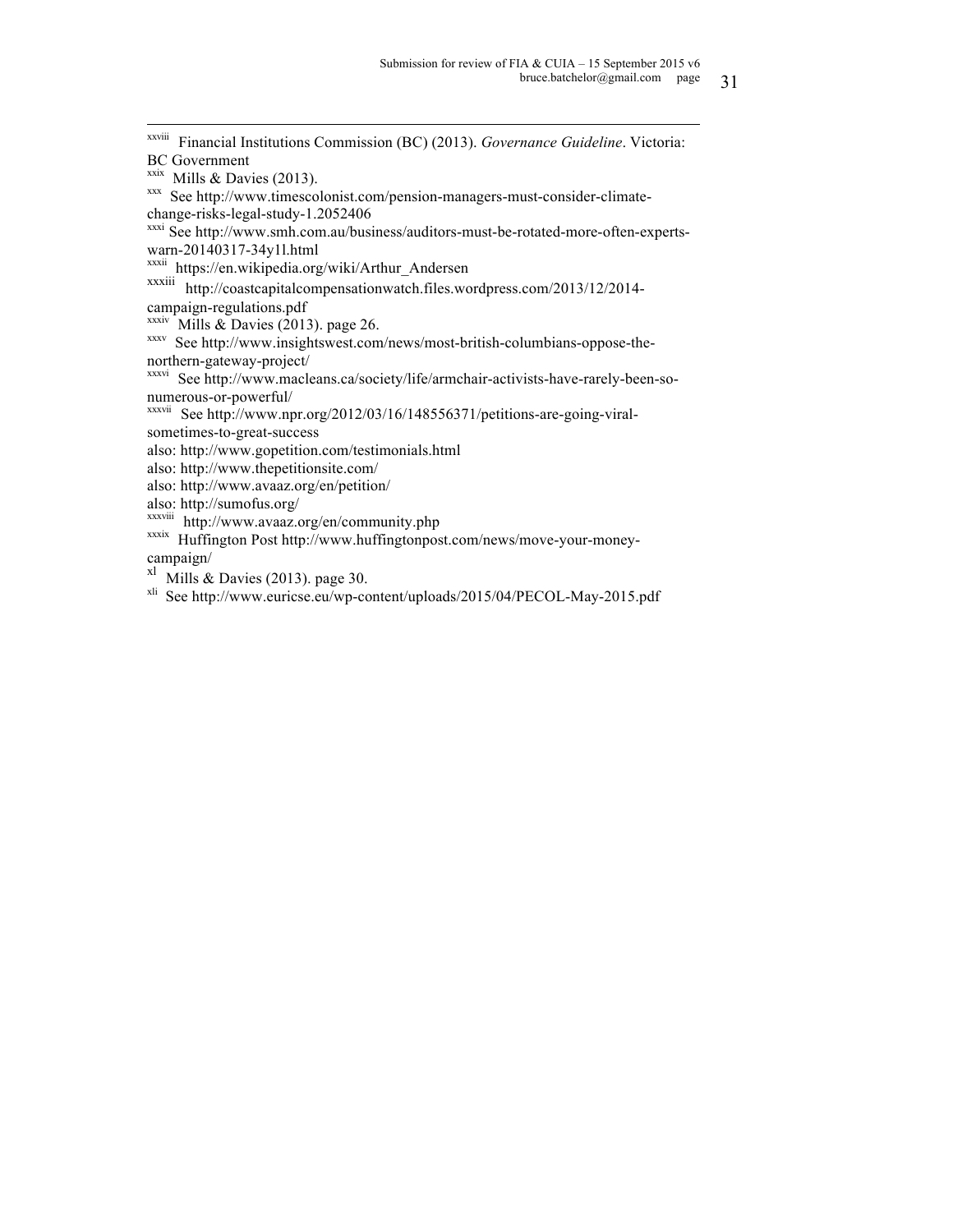[xxviii] Financial Institutions Commission (BC) (2013). *Governance Guideline*. Victoria: BC Government

[xxix] Mills & Davies (2013).

[xxx] See http://www.timescolonist.com/pension-managers-must-consider-climate-change-risks-legal-study-1.2052406

[xxxi] See http://www.smh.com.au/business/auditors-must-be-rotated-more-often-experts-warn-20140317-34y1l.html

[xxxii] https://en.wikipedia.org/wiki/Arthur_Andersen

[xxxiii] http://coastcapitalcompensationwatch.files.wordpress.com/2013/12/2014-campaign-regulations.pdf

[xxxiv] Mills & Davies (2013). page 26.

[xxxv] See http://www.insightswest.com/news/most-british-columbians-oppose-the-northern-gateway-project/

[xxxvi] See http://www.macleans.ca/society/life/armchair-activists-have-rarely-been-so-numerous-or-powerful/

[xxxvii] See http://www.npr.org/2012/03/16/148556371/petitions-are-going-viral-sometimes-to-great-success

also: http://www.gopetition.com/testimonials.html

also: http://www.thepetitionsite.com/

also: http://www.avaaz.org/en/petition/

also: http://sumofus.org/

[xxxviii] http://www.avaaz.org/en/community.php

[xxxix] Huffington Post http://www.huffingtonpost.com/news/move-your-money-campaign/

[xl] Mills & Davies (2013). page 30.

[xli] See http://www.euricse.eu/wp-content/uploads/2015/04/PECOL-May-2015.pdf